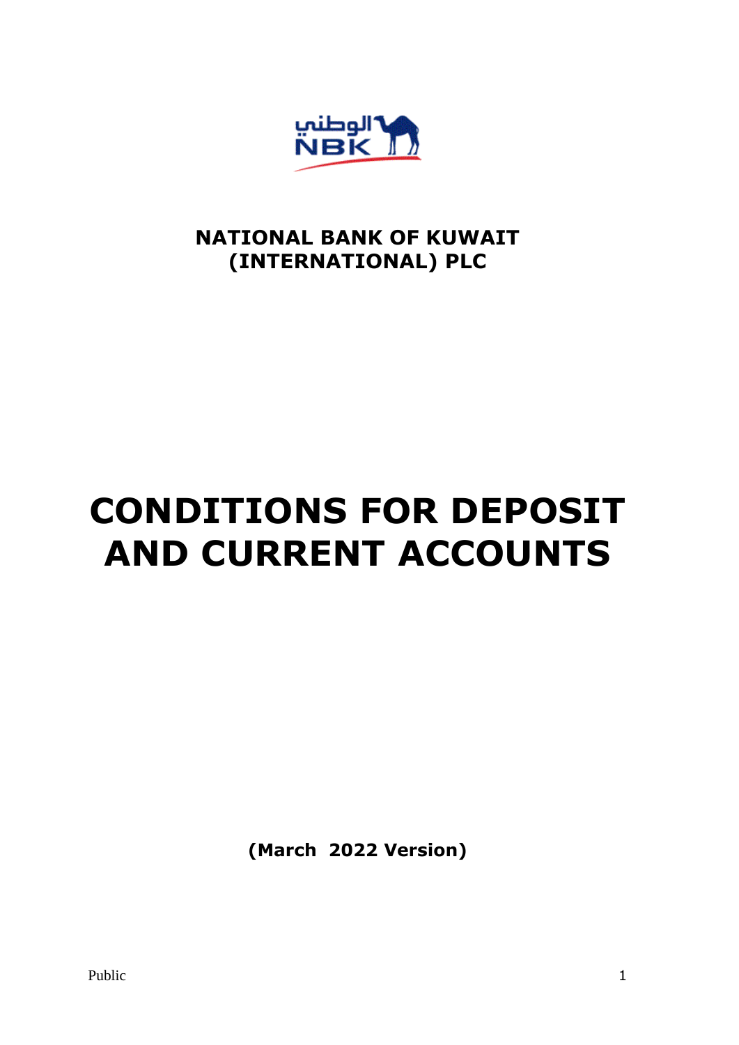**NATIONAL BANK OF KUWAIT (INTERNATIONAL) PLC**

# CONDITIONS FOR DEPOSIT AND CURRENT ACCOUNTS

**(March 2022 Version)**

Public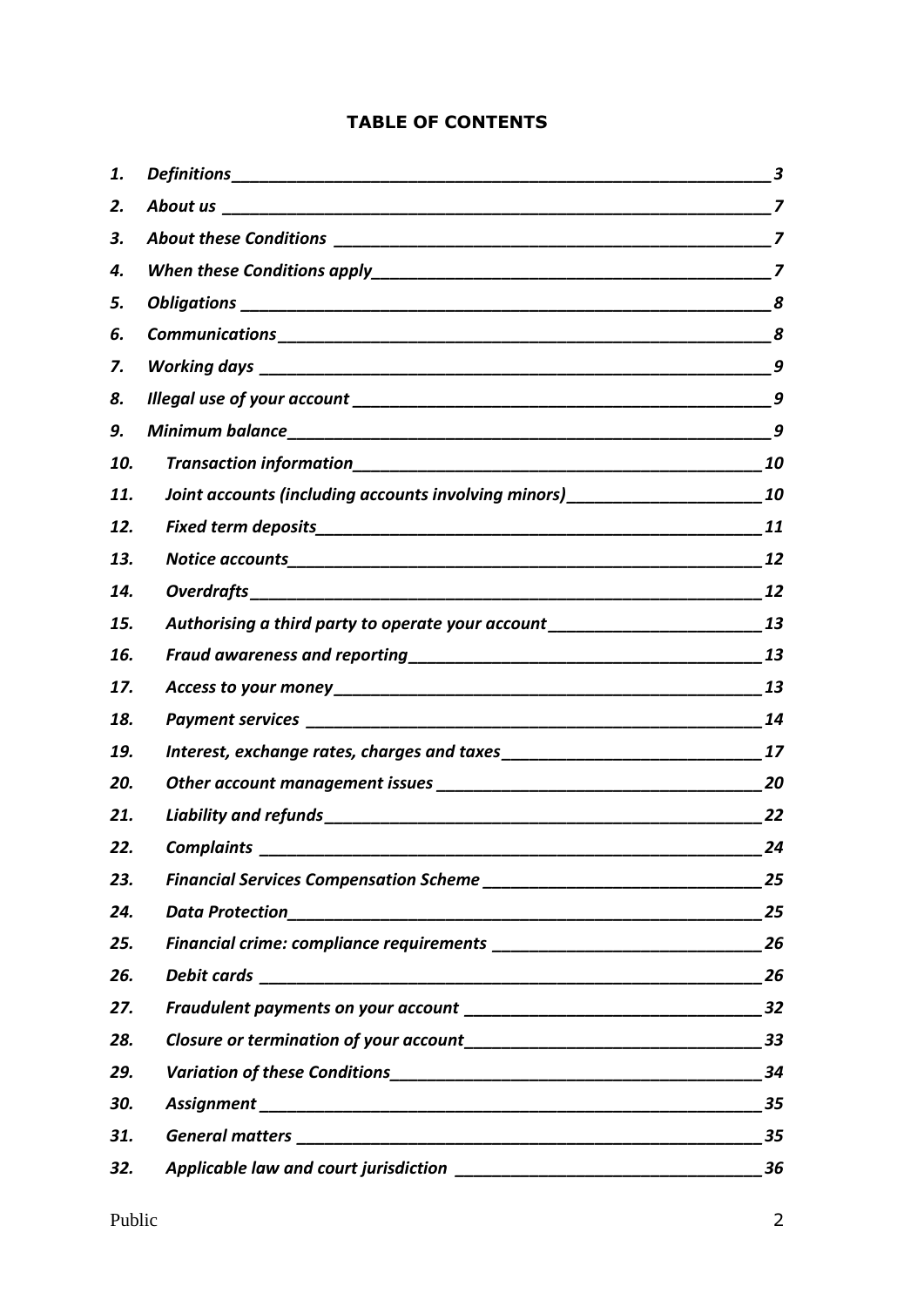## TABLE OF CONTENTS

| | | |
|---|---|---|
| *1.* | *Definitions* | *3* |
| *2.* | *About us* | *7* |
| *3.* | *About these Conditions* | *7* |
| *4.* | *When these Conditions apply* | *7* |
| *5.* | *Obligations* | *8* |
| *6.* | *Communications* | *8* |
| *7.* | *Working days* | *9* |
| *8.* | *Illegal use of your account* | *9* |
| *9.* | *Minimum balance* | *9* |
| *10.* | *Transaction information* | *10* |
| *11.* | *Joint accounts (including accounts involving minors)* | *10* |
| *12.* | *Fixed term deposits* | *11* |
| *13.* | *Notice accounts* | *12* |
| *14.* | *Overdrafts* | *12* |
| *15.* | *Authorising a third party to operate your account* | *13* |
| *16.* | *Fraud awareness and reporting* | *13* |
| *17.* | *Access to your money* | *13* |
| *18.* | *Payment services* | *14* |
| *19.* | *Interest, exchange rates, charges and taxes* | *17* |
| *20.* | *Other account management issues* | *20* |
| *21.* | *Liability and refunds* | *22* |
| *22.* | *Complaints* | *24* |
| *23.* | *Financial Services Compensation Scheme* | *25* |
| *24.* | *Data Protection* | *25* |
| *25.* | *Financial crime: compliance requirements* | *26* |
| *26.* | *Debit cards* | *26* |
| *27.* | *Fraudulent payments on your account* | *32* |
| *28.* | *Closure or termination of your account* | *33* |
| *29.* | *Variation of these Conditions* | *34* |
| *30.* | *Assignment* | *35* |
| *31.* | *General matters* | *35* |
| *32.* | *Applicable law and court jurisdiction* | *36* |

Public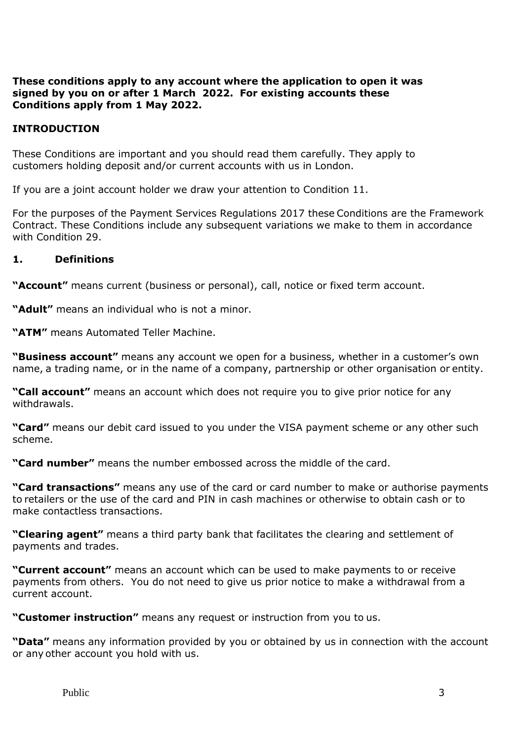**These conditions apply to any account where the application to open it was signed by you on or after 1 March 2022. For existing accounts these Conditions apply from 1 May 2022.**

## INTRODUCTION

These Conditions are important and you should read them carefully. They apply to customers holding deposit and/or current accounts with us in London.

If you are a joint account holder we draw your attention to Condition 11.

For the purposes of the Payment Services Regulations 2017 these Conditions are the Framework Contract. These Conditions include any subsequent variations we make to them in accordance with Condition 29.

## 1. Definitions

**"Account"** means current (business or personal), call, notice or fixed term account.

**"Adult"** means an individual who is not a minor.

**"ATM"** means Automated Teller Machine.

**"Business account"** means any account we open for a business, whether in a customer's own name, a trading name, or in the name of a company, partnership or other organisation or entity.

**"Call account"** means an account which does not require you to give prior notice for any withdrawals.

**"Card"** means our debit card issued to you under the VISA payment scheme or any other such scheme.

**"Card number"** means the number embossed across the middle of the card.

**"Card transactions"** means any use of the card or card number to make or authorise payments to retailers or the use of the card and PIN in cash machines or otherwise to obtain cash or to make contactless transactions.

**"Clearing agent"** means a third party bank that facilitates the clearing and settlement of payments and trades.

**"Current account"** means an account which can be used to make payments to or receive payments from others. You do not need to give us prior notice to make a withdrawal from a current account.

**"Customer instruction"** means any request or instruction from you to us.

**"Data"** means any information provided by you or obtained by us in connection with the account or any other account you hold with us.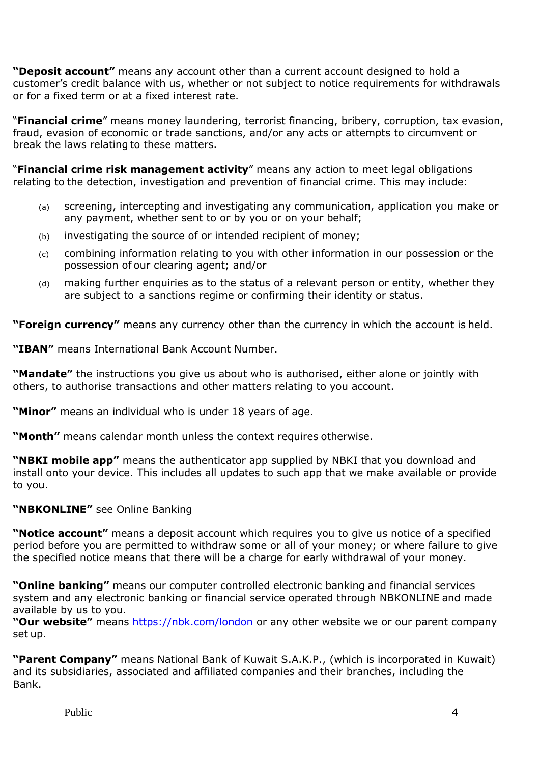**"Deposit account"** means any account other than a current account designed to hold a customer's credit balance with us, whether or not subject to notice requirements for withdrawals or for a fixed term or at a fixed interest rate.

"**Financial crime**" means money laundering, terrorist financing, bribery, corruption, tax evasion, fraud, evasion of economic or trade sanctions, and/or any acts or attempts to circumvent or break the laws relating to these matters.

"**Financial crime risk management activity**" means any action to meet legal obligations relating to the detection, investigation and prevention of financial crime. This may include:

(a) screening, intercepting and investigating any communication, application you make or any payment, whether sent to or by you or on your behalf;

(b) investigating the source of or intended recipient of money;

(c) combining information relating to you with other information in our possession or the possession of our clearing agent; and/or

(d) making further enquiries as to the status of a relevant person or entity, whether they are subject to a sanctions regime or confirming their identity or status.

**"Foreign currency"** means any currency other than the currency in which the account is held.

**"IBAN"** means International Bank Account Number.

**"Mandate"** the instructions you give us about who is authorised, either alone or jointly with others, to authorise transactions and other matters relating to you account.

**"Minor"** means an individual who is under 18 years of age.

**"Month"** means calendar month unless the context requires otherwise.

**"NBKI mobile app"** means the authenticator app supplied by NBKI that you download and install onto your device. This includes all updates to such app that we make available or provide to you.

**"NBKONLINE"** see Online Banking

**"Notice account"** means a deposit account which requires you to give us notice of a specified period before you are permitted to withdraw some or all of your money; or where failure to give the specified notice means that there will be a charge for early withdrawal of your money.

**"Online banking"** means our computer controlled electronic banking and financial services system and any electronic banking or financial service operated through NBKONLINE and made available by us to you.

**"Our website"** means https://nbk.com/london or any other website we or our parent company set up.

**"Parent Company"** means National Bank of Kuwait S.A.K.P., (which is incorporated in Kuwait) and its subsidiaries, associated and affiliated companies and their branches, including the Bank.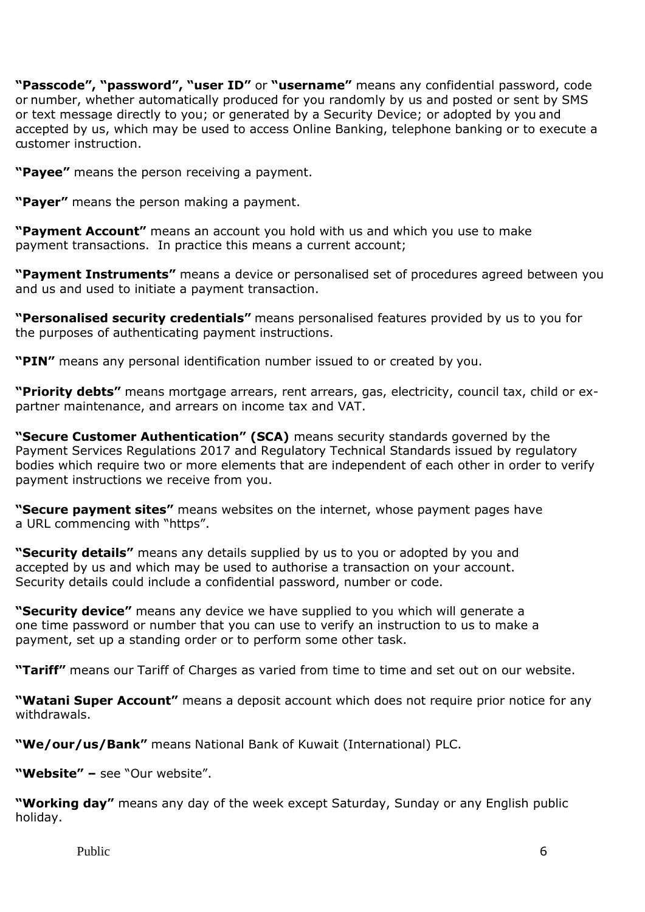**"Passcode", "password", "user ID"** or **"username"** means any confidential password, code or number, whether automatically produced for you randomly by us and posted or sent by SMS or text message directly to you; or generated by a Security Device; or adopted by you and accepted by us, which may be used to access Online Banking, telephone banking or to execute a customer instruction.

**"Payee"** means the person receiving a payment.

**"Payer"** means the person making a payment.

**"Payment Account"** means an account you hold with us and which you use to make payment transactions. In practice this means a current account;

**"Payment Instruments"** means a device or personalised set of procedures agreed between you and us and used to initiate a payment transaction.

**"Personalised security credentials"** means personalised features provided by us to you for the purposes of authenticating payment instructions.

**"PIN"** means any personal identification number issued to or created by you.

**"Priority debts"** means mortgage arrears, rent arrears, gas, electricity, council tax, child or ex-partner maintenance, and arrears on income tax and VAT.

**"Secure Customer Authentication" (SCA)** means security standards governed by the Payment Services Regulations 2017 and Regulatory Technical Standards issued by regulatory bodies which require two or more elements that are independent of each other in order to verify payment instructions we receive from you.

**"Secure payment sites"** means websites on the internet, whose payment pages have a URL commencing with "https".

**"Security details"** means any details supplied by us to you or adopted by you and accepted by us and which may be used to authorise a transaction on your account. Security details could include a confidential password, number or code.

**"Security device"** means any device we have supplied to you which will generate a one time password or number that you can use to verify an instruction to us to make a payment, set up a standing order or to perform some other task.

**"Tariff"** means our Tariff of Charges as varied from time to time and set out on our website.

**"Watani Super Account"** means a deposit account which does not require prior notice for any withdrawals.

**"We/our/us/Bank"** means National Bank of Kuwait (International) PLC.

**"Website" –** see "Our website".

**"Working day"** means any day of the week except Saturday, Sunday or any English public holiday.

Public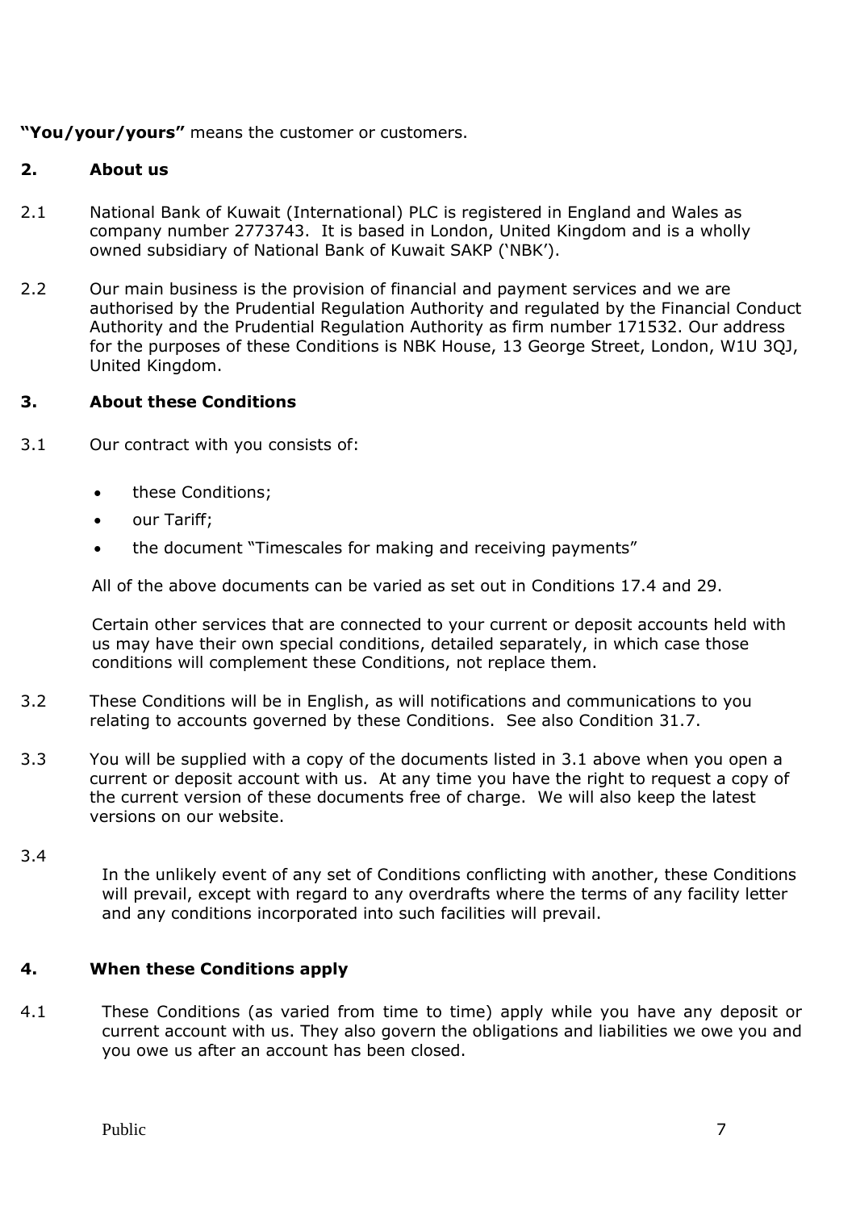**"You/your/yours"** means the customer or customers.

## 2. About us

2.1 National Bank of Kuwait (International) PLC is registered in England and Wales as company number 2773743. It is based in London, United Kingdom and is a wholly owned subsidiary of National Bank of Kuwait SAKP ('NBK').

2.2 Our main business is the provision of financial and payment services and we are authorised by the Prudential Regulation Authority and regulated by the Financial Conduct Authority and the Prudential Regulation Authority as firm number 171532. Our address for the purposes of these Conditions is NBK House, 13 George Street, London, W1U 3QJ, United Kingdom.

## 3. About these Conditions

3.1 Our contract with you consists of:

- these Conditions;
- our Tariff;
- the document "Timescales for making and receiving payments"

All of the above documents can be varied as set out in Conditions 17.4 and 29.

Certain other services that are connected to your current or deposit accounts held with us may have their own special conditions, detailed separately, in which case those conditions will complement these Conditions, not replace them.

3.2 These Conditions will be in English, as will notifications and communications to you relating to accounts governed by these Conditions. See also Condition 31.7.

3.3 You will be supplied with a copy of the documents listed in 3.1 above when you open a current or deposit account with us. At any time you have the right to request a copy of the current version of these documents free of charge. We will also keep the latest versions on our website.

3.4 In the unlikely event of any set of Conditions conflicting with another, these Conditions will prevail, except with regard to any overdrafts where the terms of any facility letter and any conditions incorporated into such facilities will prevail.

## 4. When these Conditions apply

4.1 These Conditions (as varied from time to time) apply while you have any deposit or current account with us. They also govern the obligations and liabilities we owe you and you owe us after an account has been closed.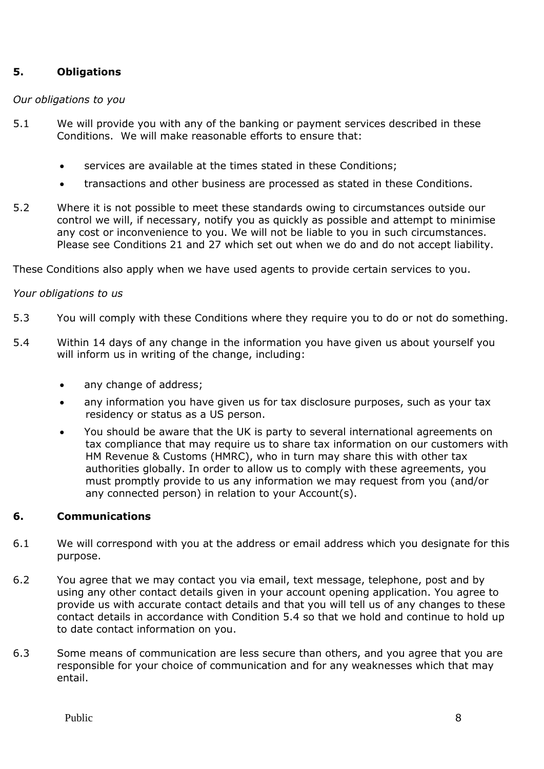## 5. Obligations

*Our obligations to you*

5.1 We will provide you with any of the banking or payment services described in these Conditions. We will make reasonable efforts to ensure that:

- services are available at the times stated in these Conditions;
- transactions and other business are processed as stated in these Conditions.

5.2 Where it is not possible to meet these standards owing to circumstances outside our control we will, if necessary, notify you as quickly as possible and attempt to minimise any cost or inconvenience to you. We will not be liable to you in such circumstances. Please see Conditions 21 and 27 which set out when we do and do not accept liability.

These Conditions also apply when we have used agents to provide certain services to you.

*Your obligations to us*

5.3 You will comply with these Conditions where they require you to do or not do something.

5.4 Within 14 days of any change in the information you have given us about yourself you will inform us in writing of the change, including:

- any change of address;
- any information you have given us for tax disclosure purposes, such as your tax residency or status as a US person.
- You should be aware that the UK is party to several international agreements on tax compliance that may require us to share tax information on our customers with HM Revenue & Customs (HMRC), who in turn may share this with other tax authorities globally. In order to allow us to comply with these agreements, you must promptly provide to us any information we may request from you (and/or any connected person) in relation to your Account(s).

## 6. Communications

6.1 We will correspond with you at the address or email address which you designate for this purpose.

6.2 You agree that we may contact you via email, text message, telephone, post and by using any other contact details given in your account opening application. You agree to provide us with accurate contact details and that you will tell us of any changes to these contact details in accordance with Condition 5.4 so that we hold and continue to hold up to date contact information on you.

6.3 Some means of communication are less secure than others, and you agree that you are responsible for your choice of communication and for any weaknesses which that may entail.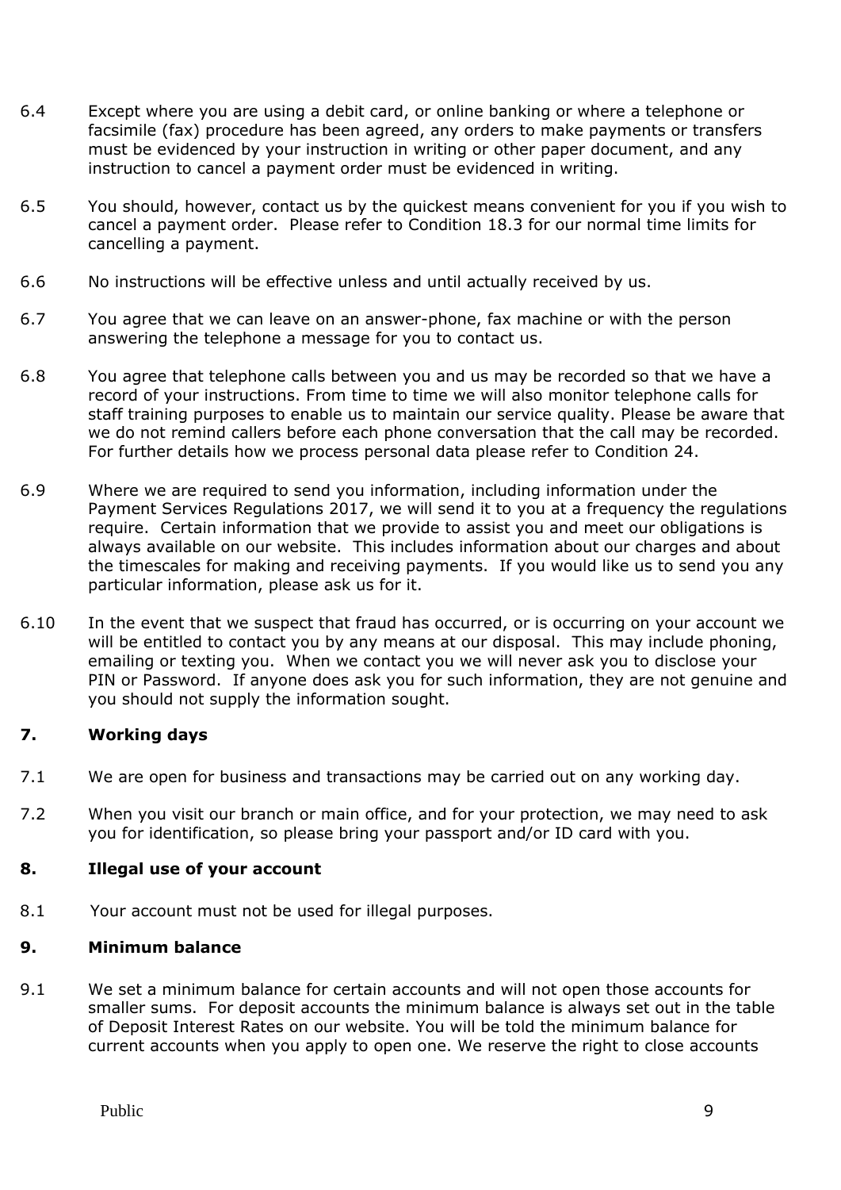6.4 Except where you are using a debit card, or online banking or where a telephone or facsimile (fax) procedure has been agreed, any orders to make payments or transfers must be evidenced by your instruction in writing or other paper document, and any instruction to cancel a payment order must be evidenced in writing.

6.5 You should, however, contact us by the quickest means convenient for you if you wish to cancel a payment order. Please refer to Condition 18.3 for our normal time limits for cancelling a payment.

6.6 No instructions will be effective unless and until actually received by us.

6.7 You agree that we can leave on an answer-phone, fax machine or with the person answering the telephone a message for you to contact us.

6.8 You agree that telephone calls between you and us may be recorded so that we have a record of your instructions. From time to time we will also monitor telephone calls for staff training purposes to enable us to maintain our service quality. Please be aware that we do not remind callers before each phone conversation that the call may be recorded. For further details how we process personal data please refer to Condition 24.

6.9 Where we are required to send you information, including information under the Payment Services Regulations 2017, we will send it to you at a frequency the regulations require. Certain information that we provide to assist you and meet our obligations is always available on our website. This includes information about our charges and about the timescales for making and receiving payments. If you would like us to send you any particular information, please ask us for it.

6.10 In the event that we suspect that fraud has occurred, or is occurring on your account we will be entitled to contact you by any means at our disposal. This may include phoning, emailing or texting you. When we contact you we will never ask you to disclose your PIN or Password. If anyone does ask you for such information, they are not genuine and you should not supply the information sought.

## 7. Working days

7.1 We are open for business and transactions may be carried out on any working day.

7.2 When you visit our branch or main office, and for your protection, we may need to ask you for identification, so please bring your passport and/or ID card with you.

## 8. Illegal use of your account

8.1 Your account must not be used for illegal purposes.

## 9. Minimum balance

9.1 We set a minimum balance for certain accounts and will not open those accounts for smaller sums. For deposit accounts the minimum balance is always set out in the table of Deposit Interest Rates on our website. You will be told the minimum balance for current accounts when you apply to open one. We reserve the right to close accounts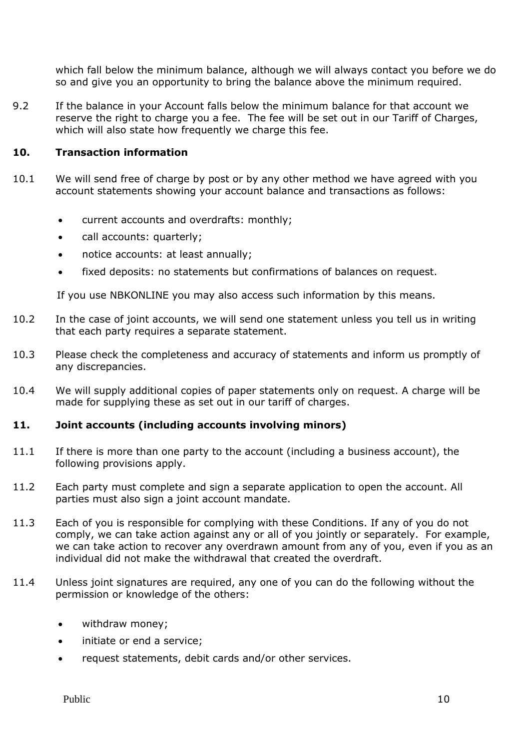which fall below the minimum balance, although we will always contact you before we do so and give you an opportunity to bring the balance above the minimum required.

9.2 If the balance in your Account falls below the minimum balance for that account we reserve the right to charge you a fee. The fee will be set out in our Tariff of Charges, which will also state how frequently we charge this fee.

## 10. Transaction information

10.1 We will send free of charge by post or by any other method we have agreed with you account statements showing your account balance and transactions as follows:

- current accounts and overdrafts: monthly;
- call accounts: quarterly;
- notice accounts: at least annually;
- fixed deposits: no statements but confirmations of balances on request.

If you use NBKONLINE you may also access such information by this means.

10.2 In the case of joint accounts, we will send one statement unless you tell us in writing that each party requires a separate statement.

10.3 Please check the completeness and accuracy of statements and inform us promptly of any discrepancies.

10.4 We will supply additional copies of paper statements only on request. A charge will be made for supplying these as set out in our tariff of charges.

## 11. Joint accounts (including accounts involving minors)

11.1 If there is more than one party to the account (including a business account), the following provisions apply.

11.2 Each party must complete and sign a separate application to open the account. All parties must also sign a joint account mandate.

11.3 Each of you is responsible for complying with these Conditions. If any of you do not comply, we can take action against any or all of you jointly or separately. For example, we can take action to recover any overdrawn amount from any of you, even if you as an individual did not make the withdrawal that created the overdraft.

11.4 Unless joint signatures are required, any one of you can do the following without the permission or knowledge of the others:

- withdraw money;
- initiate or end a service;
- request statements, debit cards and/or other services.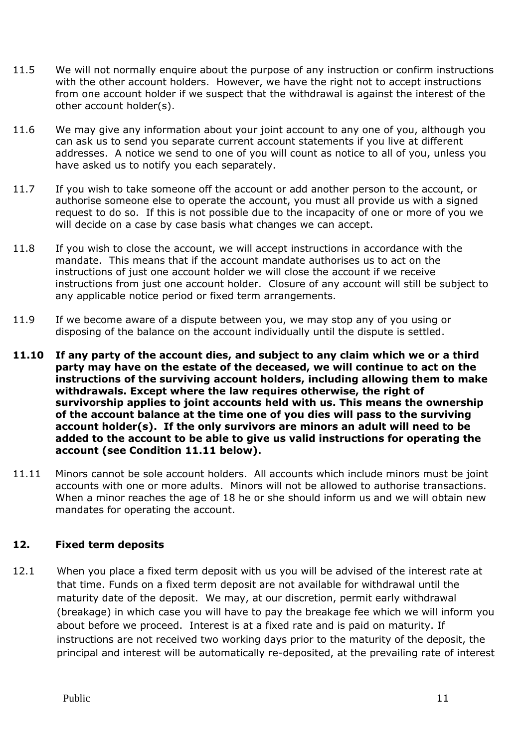11.5 We will not normally enquire about the purpose of any instruction or confirm instructions with the other account holders. However, we have the right not to accept instructions from one account holder if we suspect that the withdrawal is against the interest of the other account holder(s).

11.6 We may give any information about your joint account to any one of you, although you can ask us to send you separate current account statements if you live at different addresses. A notice we send to one of you will count as notice to all of you, unless you have asked us to notify you each separately.

11.7 If you wish to take someone off the account or add another person to the account, or authorise someone else to operate the account, you must all provide us with a signed request to do so. If this is not possible due to the incapacity of one or more of you we will decide on a case by case basis what changes we can accept.

11.8 If you wish to close the account, we will accept instructions in accordance with the mandate. This means that if the account mandate authorises us to act on the instructions of just one account holder we will close the account if we receive instructions from just one account holder. Closure of any account will still be subject to any applicable notice period or fixed term arrangements.

11.9 If we become aware of a dispute between you, we may stop any of you using or disposing of the balance on the account individually until the dispute is settled.

**11.10 If any party of the account dies, and subject to any claim which we or a third party may have on the estate of the deceased, we will continue to act on the instructions of the surviving account holders, including allowing them to make withdrawals. Except where the law requires otherwise, the right of survivorship applies to joint accounts held with us. This means the ownership of the account balance at the time one of you dies will pass to the surviving account holder(s). If the only survivors are minors an adult will need to be added to the account to be able to give us valid instructions for operating the account (see Condition 11.11 below).**

11.11 Minors cannot be sole account holders. All accounts which include minors must be joint accounts with one or more adults. Minors will not be allowed to authorise transactions. When a minor reaches the age of 18 he or she should inform us and we will obtain new mandates for operating the account.

## 12. Fixed term deposits

12.1 When you place a fixed term deposit with us you will be advised of the interest rate at that time. Funds on a fixed term deposit are not available for withdrawal until the maturity date of the deposit. We may, at our discretion, permit early withdrawal (breakage) in which case you will have to pay the breakage fee which we will inform you about before we proceed. Interest is at a fixed rate and is paid on maturity. If instructions are not received two working days prior to the maturity of the deposit, the principal and interest will be automatically re-deposited, at the prevailing rate of interest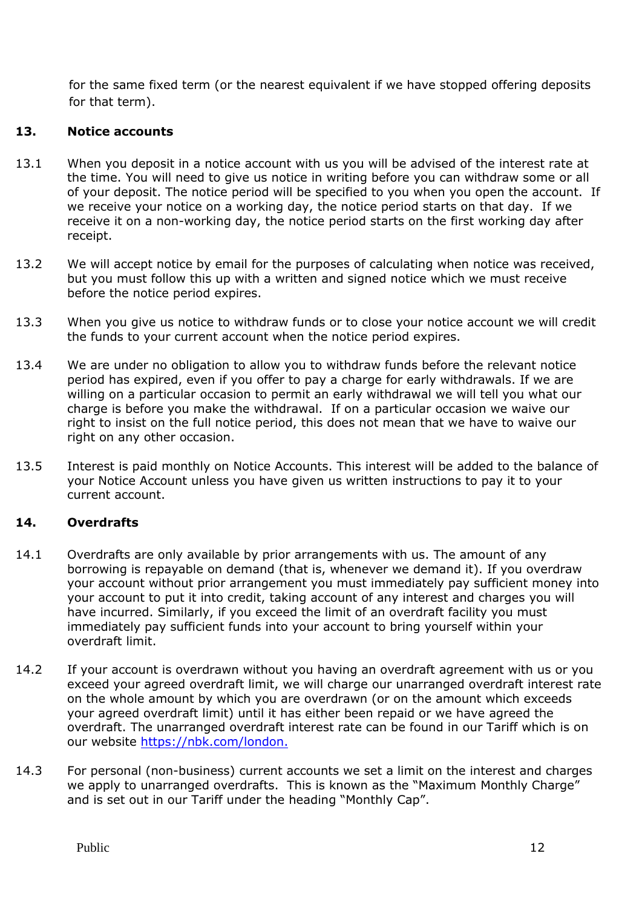for the same fixed term (or the nearest equivalent if we have stopped offering deposits for that term).

## 13. Notice accounts

13.1 When you deposit in a notice account with us you will be advised of the interest rate at the time. You will need to give us notice in writing before you can withdraw some or all of your deposit. The notice period will be specified to you when you open the account. If we receive your notice on a working day, the notice period starts on that day. If we receive it on a non-working day, the notice period starts on the first working day after receipt.

13.2 We will accept notice by email for the purposes of calculating when notice was received, but you must follow this up with a written and signed notice which we must receive before the notice period expires.

13.3 When you give us notice to withdraw funds or to close your notice account we will credit the funds to your current account when the notice period expires.

13.4 We are under no obligation to allow you to withdraw funds before the relevant notice period has expired, even if you offer to pay a charge for early withdrawals. If we are willing on a particular occasion to permit an early withdrawal we will tell you what our charge is before you make the withdrawal. If on a particular occasion we waive our right to insist on the full notice period, this does not mean that we have to waive our right on any other occasion.

13.5 Interest is paid monthly on Notice Accounts. This interest will be added to the balance of your Notice Account unless you have given us written instructions to pay it to your current account.

## 14. Overdrafts

14.1 Overdrafts are only available by prior arrangements with us. The amount of any borrowing is repayable on demand (that is, whenever we demand it). If you overdraw your account without prior arrangement you must immediately pay sufficient money into your account to put it into credit, taking account of any interest and charges you will have incurred. Similarly, if you exceed the limit of an overdraft facility you must immediately pay sufficient funds into your account to bring yourself within your overdraft limit.

14.2 If your account is overdrawn without you having an overdraft agreement with us or you exceed your agreed overdraft limit, we will charge our unarranged overdraft interest rate on the whole amount by which you are overdrawn (or on the amount which exceeds your agreed overdraft limit) until it has either been repaid or we have agreed the overdraft. The unarranged overdraft interest rate can be found in our Tariff which is on our website https://nbk.com/london.

14.3 For personal (non-business) current accounts we set a limit on the interest and charges we apply to unarranged overdrafts. This is known as the "Maximum Monthly Charge" and is set out in our Tariff under the heading "Monthly Cap".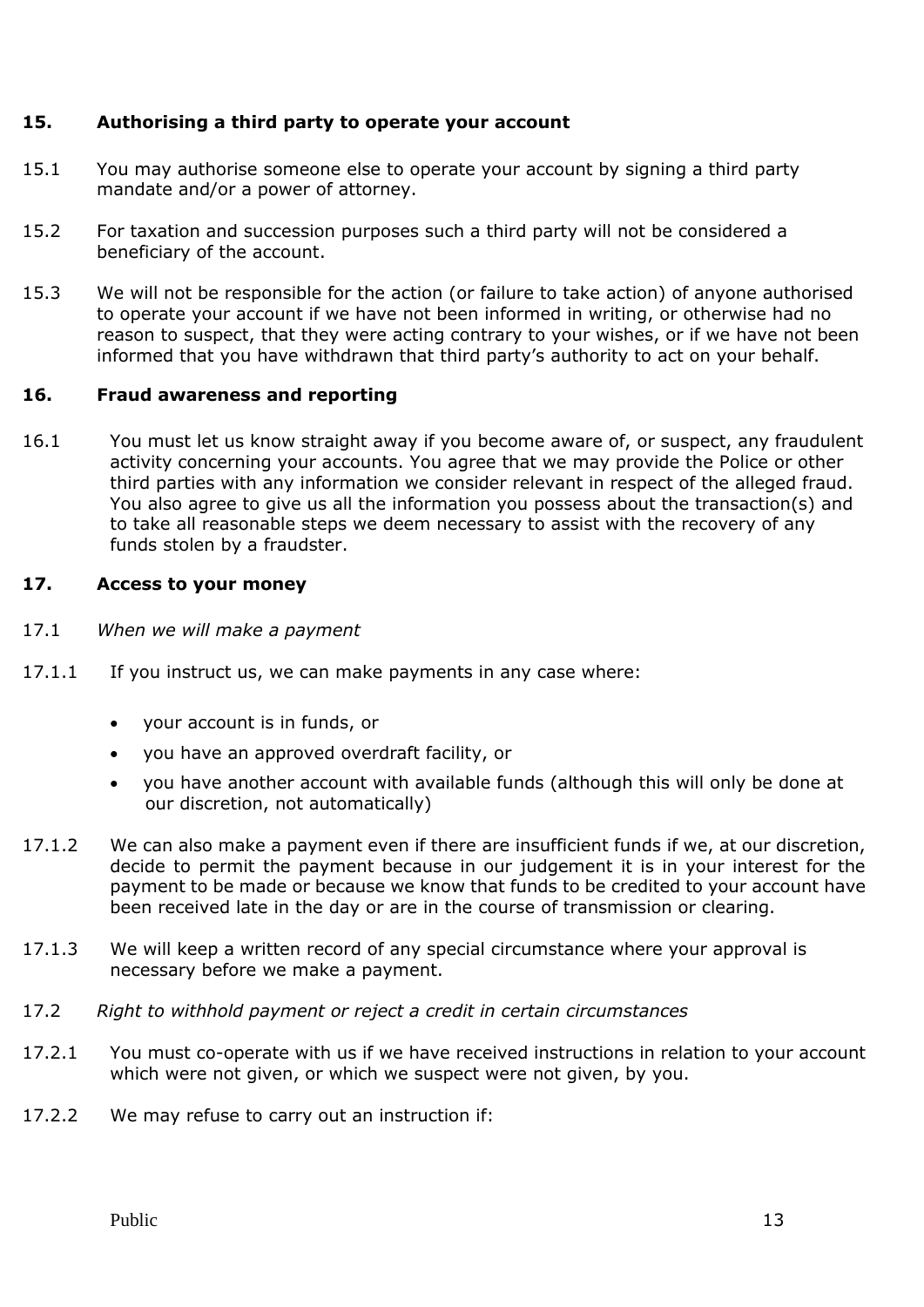## 15. Authorising a third party to operate your account

15.1 You may authorise someone else to operate your account by signing a third party mandate and/or a power of attorney.

15.2 For taxation and succession purposes such a third party will not be considered a beneficiary of the account.

15.3 We will not be responsible for the action (or failure to take action) of anyone authorised to operate your account if we have not been informed in writing, or otherwise had no reason to suspect, that they were acting contrary to your wishes, or if we have not been informed that you have withdrawn that third party's authority to act on your behalf.

## 16. Fraud awareness and reporting

16.1 You must let us know straight away if you become aware of, or suspect, any fraudulent activity concerning your accounts. You agree that we may provide the Police or other third parties with any information we consider relevant in respect of the alleged fraud. You also agree to give us all the information you possess about the transaction(s) and to take all reasonable steps we deem necessary to assist with the recovery of any funds stolen by a fraudster.

## 17. Access to your money

17.1 *When we will make a payment*

17.1.1 If you instruct us, we can make payments in any case where:

- your account is in funds, or
- you have an approved overdraft facility, or
- you have another account with available funds (although this will only be done at our discretion, not automatically)

17.1.2 We can also make a payment even if there are insufficient funds if we, at our discretion, decide to permit the payment because in our judgement it is in your interest for the payment to be made or because we know that funds to be credited to your account have been received late in the day or are in the course of transmission or clearing.

17.1.3 We will keep a written record of any special circumstance where your approval is necessary before we make a payment.

17.2 *Right to withhold payment or reject a credit in certain circumstances*

17.2.1 You must co-operate with us if we have received instructions in relation to your account which were not given, or which we suspect were not given, by you.

17.2.2 We may refuse to carry out an instruction if: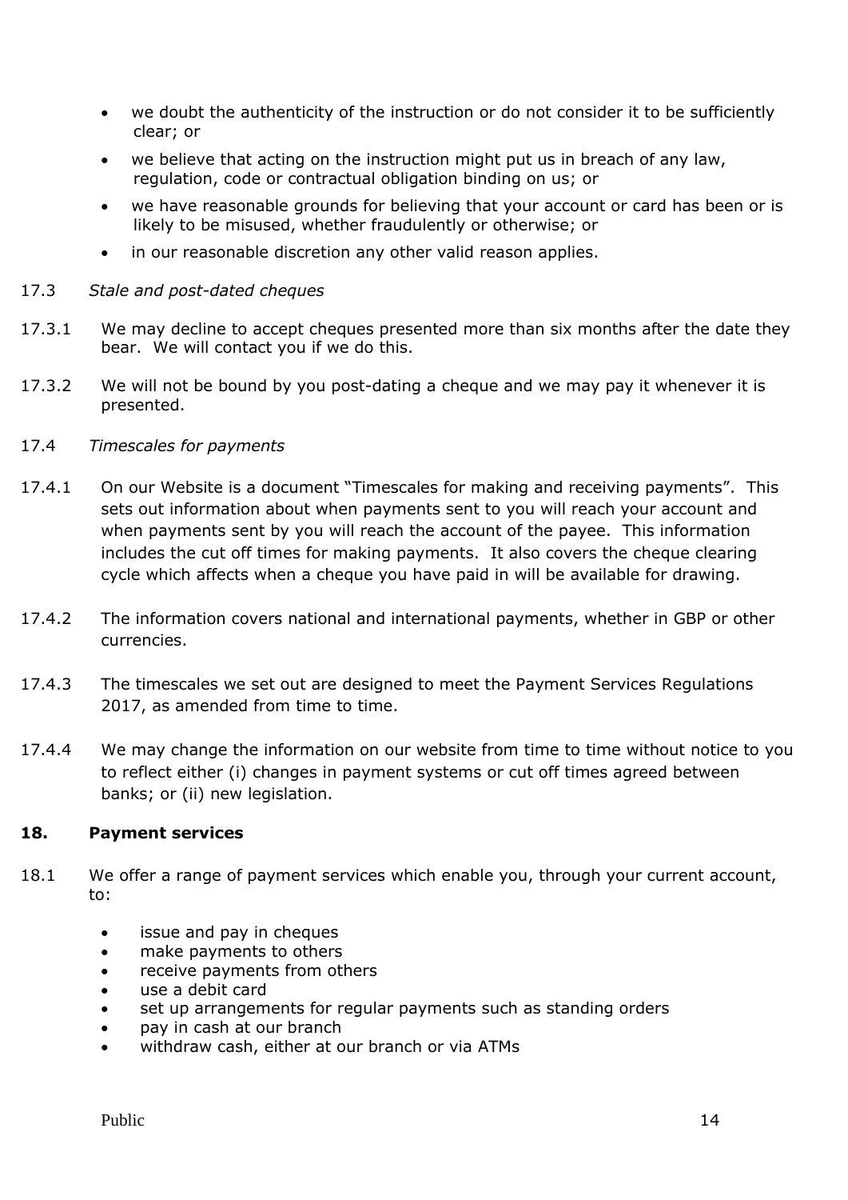- we doubt the authenticity of the instruction or do not consider it to be sufficiently clear; or
- we believe that acting on the instruction might put us in breach of any law, regulation, code or contractual obligation binding on us; or
- we have reasonable grounds for believing that your account or card has been or is likely to be misused, whether fraudulently or otherwise; or
- in our reasonable discretion any other valid reason applies.

17.3 *Stale and post-dated cheques*

17.3.1 We may decline to accept cheques presented more than six months after the date they bear. We will contact you if we do this.

17.3.2 We will not be bound by you post-dating a cheque and we may pay it whenever it is presented.

17.4 *Timescales for payments*

17.4.1 On our Website is a document "Timescales for making and receiving payments". This sets out information about when payments sent to you will reach your account and when payments sent by you will reach the account of the payee. This information includes the cut off times for making payments. It also covers the cheque clearing cycle which affects when a cheque you have paid in will be available for drawing.

17.4.2 The information covers national and international payments, whether in GBP or other currencies.

17.4.3 The timescales we set out are designed to meet the Payment Services Regulations 2017, as amended from time to time.

17.4.4 We may change the information on our website from time to time without notice to you to reflect either (i) changes in payment systems or cut off times agreed between banks; or (ii) new legislation.

## 18. Payment services

18.1 We offer a range of payment services which enable you, through your current account, to:

- issue and pay in cheques
- make payments to others
- receive payments from others
- use a debit card
- set up arrangements for regular payments such as standing orders
- pay in cash at our branch
- withdraw cash, either at our branch or via ATMs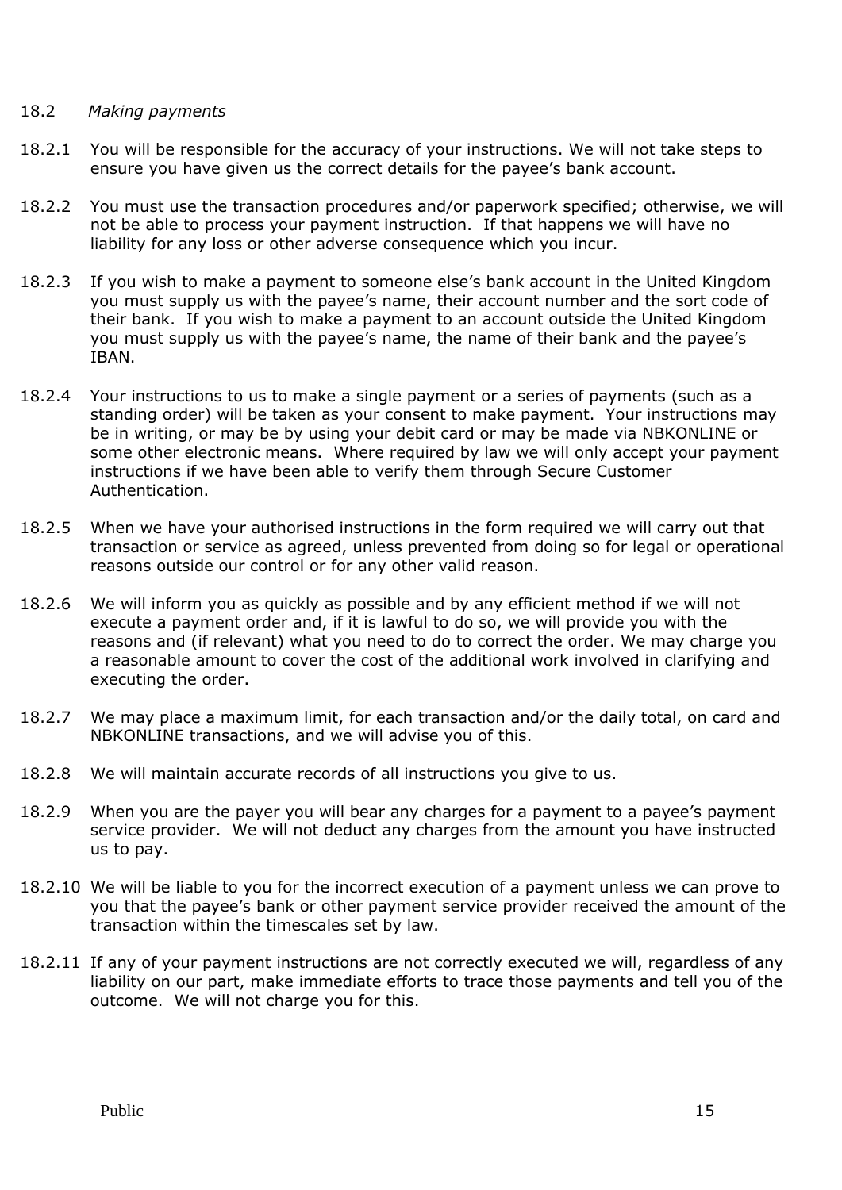18.2 *Making payments*

18.2.1 You will be responsible for the accuracy of your instructions. We will not take steps to ensure you have given us the correct details for the payee's bank account.

18.2.2 You must use the transaction procedures and/or paperwork specified; otherwise, we will not be able to process your payment instruction. If that happens we will have no liability for any loss or other adverse consequence which you incur.

18.2.3 If you wish to make a payment to someone else's bank account in the United Kingdom you must supply us with the payee's name, their account number and the sort code of their bank. If you wish to make a payment to an account outside the United Kingdom you must supply us with the payee's name, the name of their bank and the payee's IBAN.

18.2.4 Your instructions to us to make a single payment or a series of payments (such as a standing order) will be taken as your consent to make payment. Your instructions may be in writing, or may be by using your debit card or may be made via NBKONLINE or some other electronic means. Where required by law we will only accept your payment instructions if we have been able to verify them through Secure Customer Authentication.

18.2.5 When we have your authorised instructions in the form required we will carry out that transaction or service as agreed, unless prevented from doing so for legal or operational reasons outside our control or for any other valid reason.

18.2.6 We will inform you as quickly as possible and by any efficient method if we will not execute a payment order and, if it is lawful to do so, we will provide you with the reasons and (if relevant) what you need to do to correct the order. We may charge you a reasonable amount to cover the cost of the additional work involved in clarifying and executing the order.

18.2.7 We may place a maximum limit, for each transaction and/or the daily total, on card and NBKONLINE transactions, and we will advise you of this.

18.2.8 We will maintain accurate records of all instructions you give to us.

18.2.9 When you are the payer you will bear any charges for a payment to a payee's payment service provider. We will not deduct any charges from the amount you have instructed us to pay.

18.2.10 We will be liable to you for the incorrect execution of a payment unless we can prove to you that the payee's bank or other payment service provider received the amount of the transaction within the timescales set by law.

18.2.11 If any of your payment instructions are not correctly executed we will, regardless of any liability on our part, make immediate efforts to trace those payments and tell you of the outcome. We will not charge you for this.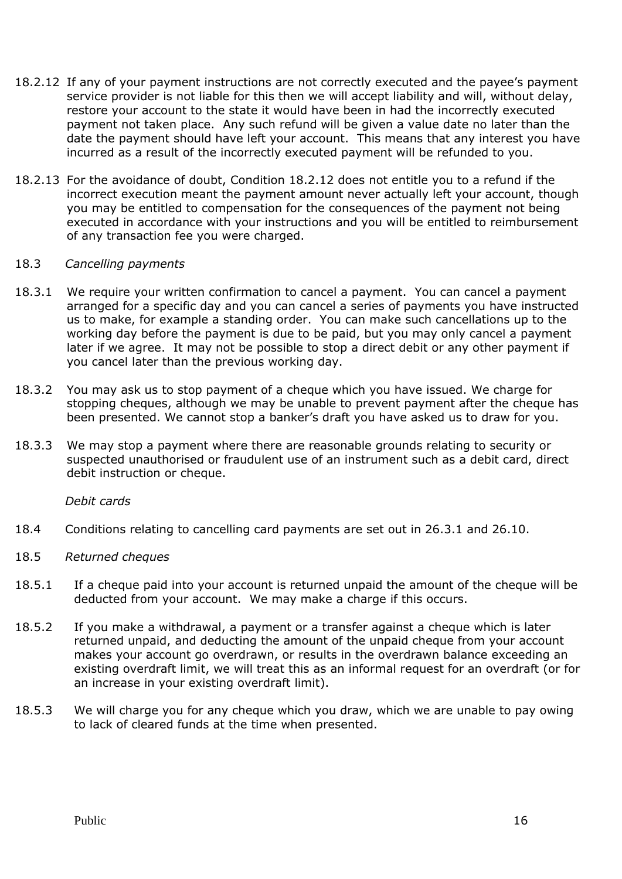18.2.12 If any of your payment instructions are not correctly executed and the payee's payment service provider is not liable for this then we will accept liability and will, without delay, restore your account to the state it would have been in had the incorrectly executed payment not taken place. Any such refund will be given a value date no later than the date the payment should have left your account. This means that any interest you have incurred as a result of the incorrectly executed payment will be refunded to you.

18.2.13 For the avoidance of doubt, Condition 18.2.12 does not entitle you to a refund if the incorrect execution meant the payment amount never actually left your account, though you may be entitled to compensation for the consequences of the payment not being executed in accordance with your instructions and you will be entitled to reimbursement of any transaction fee you were charged.

18.3 *Cancelling payments*

18.3.1 We require your written confirmation to cancel a payment. You can cancel a payment arranged for a specific day and you can cancel a series of payments you have instructed us to make, for example a standing order. You can make such cancellations up to the working day before the payment is due to be paid, but you may only cancel a payment later if we agree. It may not be possible to stop a direct debit or any other payment if you cancel later than the previous working day.

18.3.2 You may ask us to stop payment of a cheque which you have issued. We charge for stopping cheques, although we may be unable to prevent payment after the cheque has been presented. We cannot stop a banker's draft you have asked us to draw for you.

18.3.3 We may stop a payment where there are reasonable grounds relating to security or suspected unauthorised or fraudulent use of an instrument such as a debit card, direct debit instruction or cheque.

*Debit cards*

18.4 Conditions relating to cancelling card payments are set out in 26.3.1 and 26.10.

18.5 *Returned cheques*

18.5.1 If a cheque paid into your account is returned unpaid the amount of the cheque will be deducted from your account. We may make a charge if this occurs.

18.5.2 If you make a withdrawal, a payment or a transfer against a cheque which is later returned unpaid, and deducting the amount of the unpaid cheque from your account makes your account go overdrawn, or results in the overdrawn balance exceeding an existing overdraft limit, we will treat this as an informal request for an overdraft (or for an increase in your existing overdraft limit).

18.5.3 We will charge you for any cheque which you draw, which we are unable to pay owing to lack of cleared funds at the time when presented.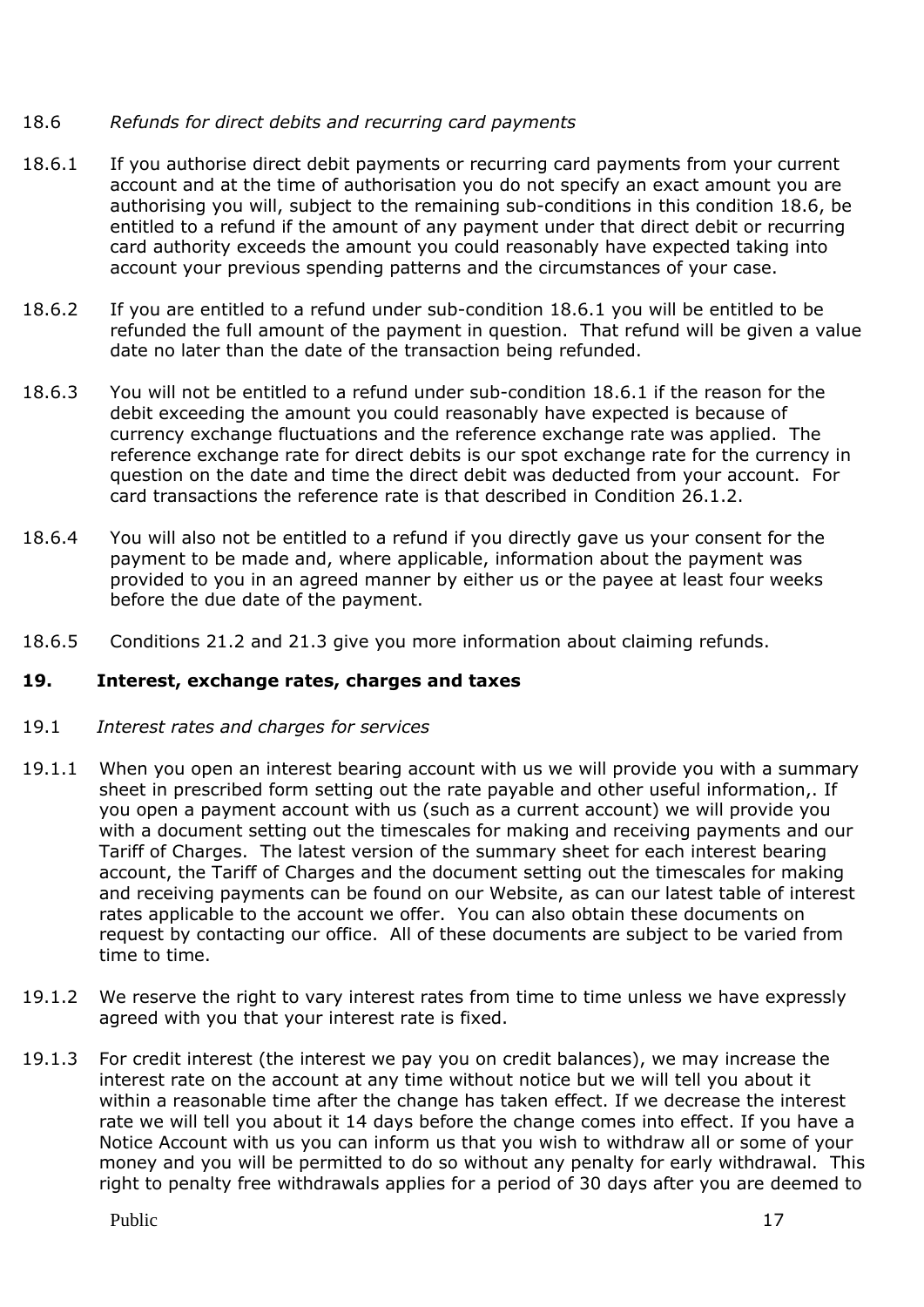18.6 *Refunds for direct debits and recurring card payments*

18.6.1 If you authorise direct debit payments or recurring card payments from your current account and at the time of authorisation you do not specify an exact amount you are authorising you will, subject to the remaining sub-conditions in this condition 18.6, be entitled to a refund if the amount of any payment under that direct debit or recurring card authority exceeds the amount you could reasonably have expected taking into account your previous spending patterns and the circumstances of your case.

18.6.2 If you are entitled to a refund under sub-condition 18.6.1 you will be entitled to be refunded the full amount of the payment in question. That refund will be given a value date no later than the date of the transaction being refunded.

18.6.3 You will not be entitled to a refund under sub-condition 18.6.1 if the reason for the debit exceeding the amount you could reasonably have expected is because of currency exchange fluctuations and the reference exchange rate was applied. The reference exchange rate for direct debits is our spot exchange rate for the currency in question on the date and time the direct debit was deducted from your account. For card transactions the reference rate is that described in Condition 26.1.2.

18.6.4 You will also not be entitled to a refund if you directly gave us your consent for the payment to be made and, where applicable, information about the payment was provided to you in an agreed manner by either us or the payee at least four weeks before the due date of the payment.

18.6.5 Conditions 21.2 and 21.3 give you more information about claiming refunds.

## 19. Interest, exchange rates, charges and taxes

19.1 *Interest rates and charges for services*

19.1.1 When you open an interest bearing account with us we will provide you with a summary sheet in prescribed form setting out the rate payable and other useful information,. If you open a payment account with us (such as a current account) we will provide you with a document setting out the timescales for making and receiving payments and our Tariff of Charges. The latest version of the summary sheet for each interest bearing account, the Tariff of Charges and the document setting out the timescales for making and receiving payments can be found on our Website, as can our latest table of interest rates applicable to the account we offer. You can also obtain these documents on request by contacting our office. All of these documents are subject to be varied from time to time.

19.1.2 We reserve the right to vary interest rates from time to time unless we have expressly agreed with you that your interest rate is fixed.

19.1.3 For credit interest (the interest we pay you on credit balances), we may increase the interest rate on the account at any time without notice but we will tell you about it within a reasonable time after the change has taken effect. If we decrease the interest rate we will tell you about it 14 days before the change comes into effect. If you have a Notice Account with us you can inform us that you wish to withdraw all or some of your money and you will be permitted to do so without any penalty for early withdrawal. This right to penalty free withdrawals applies for a period of 30 days after you are deemed to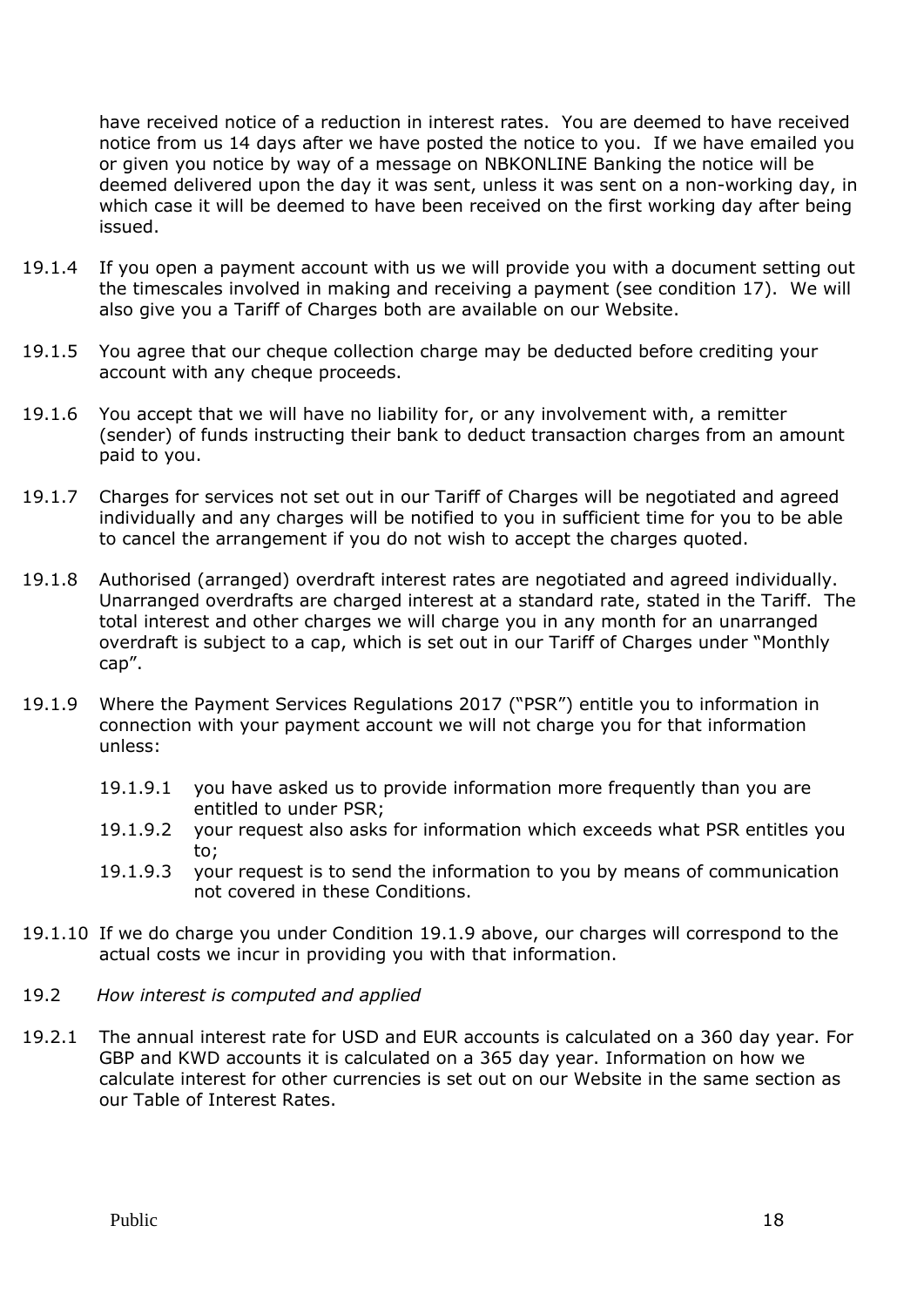have received notice of a reduction in interest rates. You are deemed to have received notice from us 14 days after we have posted the notice to you. If we have emailed you or given you notice by way of a message on NBKONLINE Banking the notice will be deemed delivered upon the day it was sent, unless it was sent on a non-working day, in which case it will be deemed to have been received on the first working day after being issued.

19.1.4 If you open a payment account with us we will provide you with a document setting out the timescales involved in making and receiving a payment (see condition 17). We will also give you a Tariff of Charges both are available on our Website.

19.1.5 You agree that our cheque collection charge may be deducted before crediting your account with any cheque proceeds.

19.1.6 You accept that we will have no liability for, or any involvement with, a remitter (sender) of funds instructing their bank to deduct transaction charges from an amount paid to you.

19.1.7 Charges for services not set out in our Tariff of Charges will be negotiated and agreed individually and any charges will be notified to you in sufficient time for you to be able to cancel the arrangement if you do not wish to accept the charges quoted.

19.1.8 Authorised (arranged) overdraft interest rates are negotiated and agreed individually. Unarranged overdrafts are charged interest at a standard rate, stated in the Tariff. The total interest and other charges we will charge you in any month for an unarranged overdraft is subject to a cap, which is set out in our Tariff of Charges under "Monthly cap".

19.1.9 Where the Payment Services Regulations 2017 ("PSR") entitle you to information in connection with your payment account we will not charge you for that information unless:

- 19.1.9.1 you have asked us to provide information more frequently than you are entitled to under PSR;
- 19.1.9.2 your request also asks for information which exceeds what PSR entitles you to;
- 19.1.9.3 your request is to send the information to you by means of communication not covered in these Conditions.

19.1.10 If we do charge you under Condition 19.1.9 above, our charges will correspond to the actual costs we incur in providing you with that information.

19.2 *How interest is computed and applied*

19.2.1 The annual interest rate for USD and EUR accounts is calculated on a 360 day year. For GBP and KWD accounts it is calculated on a 365 day year. Information on how we calculate interest for other currencies is set out on our Website in the same section as our Table of Interest Rates.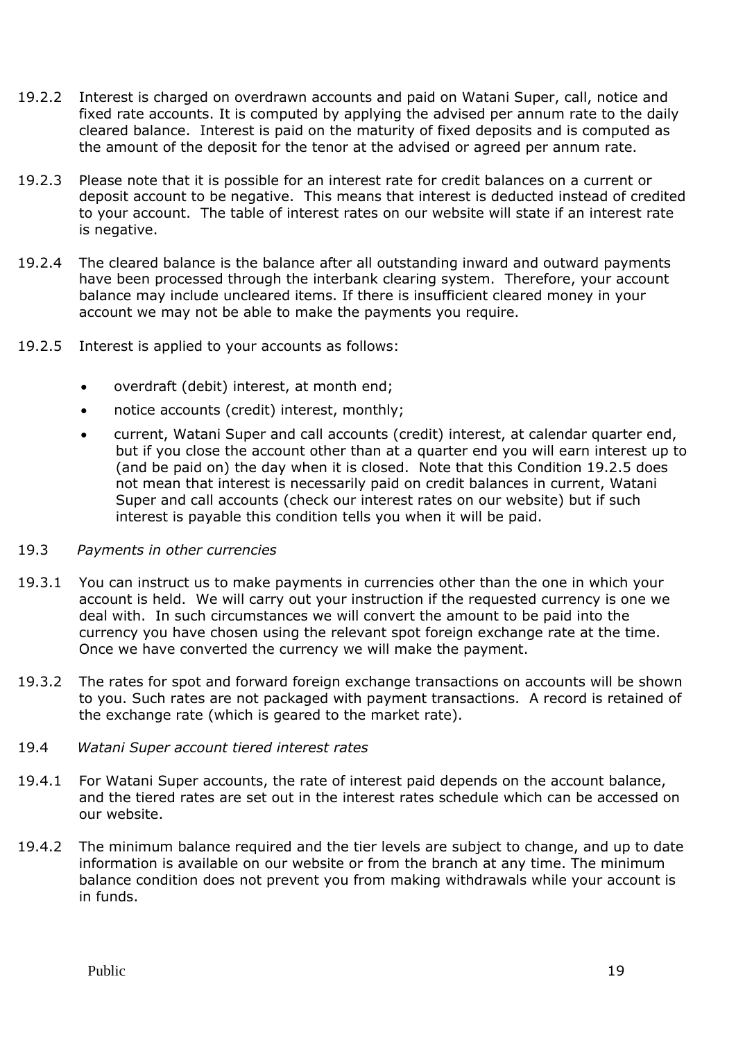19.2.2 Interest is charged on overdrawn accounts and paid on Watani Super, call, notice and fixed rate accounts. It is computed by applying the advised per annum rate to the daily cleared balance. Interest is paid on the maturity of fixed deposits and is computed as the amount of the deposit for the tenor at the advised or agreed per annum rate.

19.2.3 Please note that it is possible for an interest rate for credit balances on a current or deposit account to be negative. This means that interest is deducted instead of credited to your account. The table of interest rates on our website will state if an interest rate is negative.

19.2.4 The cleared balance is the balance after all outstanding inward and outward payments have been processed through the interbank clearing system. Therefore, your account balance may include uncleared items. If there is insufficient cleared money in your account we may not be able to make the payments you require.

19.2.5 Interest is applied to your accounts as follows:

- overdraft (debit) interest, at month end;
- notice accounts (credit) interest, monthly;
- current, Watani Super and call accounts (credit) interest, at calendar quarter end, but if you close the account other than at a quarter end you will earn interest up to (and be paid on) the day when it is closed. Note that this Condition 19.2.5 does not mean that interest is necessarily paid on credit balances in current, Watani Super and call accounts (check our interest rates on our website) but if such interest is payable this condition tells you when it will be paid.

19.3 *Payments in other currencies*

19.3.1 You can instruct us to make payments in currencies other than the one in which your account is held. We will carry out your instruction if the requested currency is one we deal with. In such circumstances we will convert the amount to be paid into the currency you have chosen using the relevant spot foreign exchange rate at the time. Once we have converted the currency we will make the payment.

19.3.2 The rates for spot and forward foreign exchange transactions on accounts will be shown to you. Such rates are not packaged with payment transactions. A record is retained of the exchange rate (which is geared to the market rate).

19.4 *Watani Super account tiered interest rates*

19.4.1 For Watani Super accounts, the rate of interest paid depends on the account balance, and the tiered rates are set out in the interest rates schedule which can be accessed on our website.

19.4.2 The minimum balance required and the tier levels are subject to change, and up to date information is available on our website or from the branch at any time. The minimum balance condition does not prevent you from making withdrawals while your account is in funds.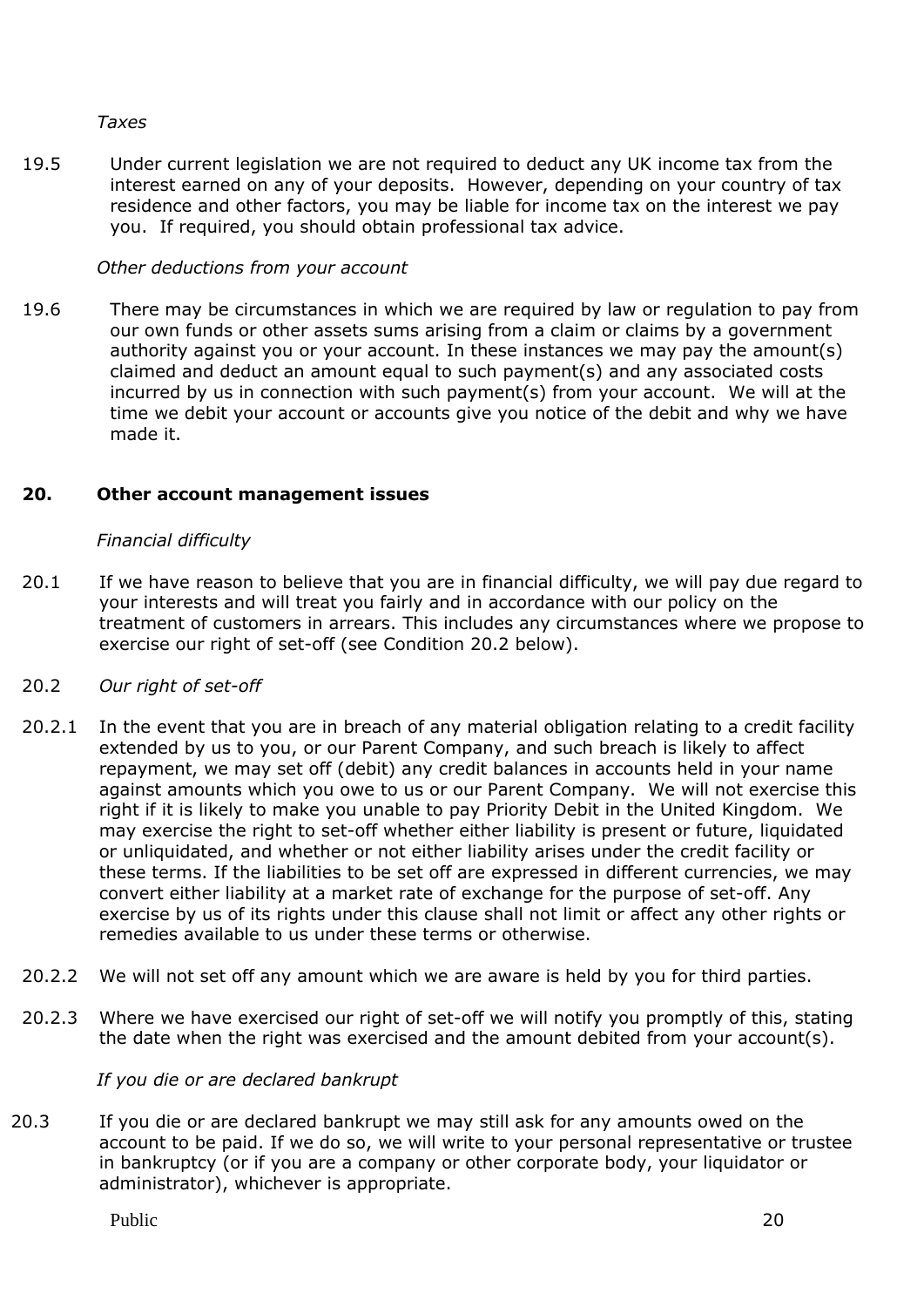*Taxes*

19.5 Under current legislation we are not required to deduct any UK income tax from the interest earned on any of your deposits. However, depending on your country of tax residence and other factors, you may be liable for income tax on the interest we pay you. If required, you should obtain professional tax advice.

*Other deductions from your account*

19.6 There may be circumstances in which we are required by law or regulation to pay from our own funds or other assets sums arising from a claim or claims by a government authority against you or your account. In these instances we may pay the amount(s) claimed and deduct an amount equal to such payment(s) and any associated costs incurred by us in connection with such payment(s) from your account. We will at the time we debit your account or accounts give you notice of the debit and why we have made it.

## 20. Other account management issues

*Financial difficulty*

20.1 If we have reason to believe that you are in financial difficulty, we will pay due regard to your interests and will treat you fairly and in accordance with our policy on the treatment of customers in arrears. This includes any circumstances where we propose to exercise our right of set-off (see Condition 20.2 below).

20.2 *Our right of set-off*

20.2.1 In the event that you are in breach of any material obligation relating to a credit facility extended by us to you, or our Parent Company, and such breach is likely to affect repayment, we may set off (debit) any credit balances in accounts held in your name against amounts which you owe to us or our Parent Company. We will not exercise this right if it is likely to make you unable to pay Priority Debit in the United Kingdom. We may exercise the right to set-off whether either liability is present or future, liquidated or unliquidated, and whether or not either liability arises under the credit facility or these terms. If the liabilities to be set off are expressed in different currencies, we may convert either liability at a market rate of exchange for the purpose of set-off. Any exercise by us of its rights under this clause shall not limit or affect any other rights or remedies available to us under these terms or otherwise.

20.2.2 We will not set off any amount which we are aware is held by you for third parties.

20.2.3 Where we have exercised our right of set-off we will notify you promptly of this, stating the date when the right was exercised and the amount debited from your account(s).

*If you die or are declared bankrupt*

20.3 If you die or are declared bankrupt we may still ask for any amounts owed on the account to be paid. If we do so, we will write to your personal representative or trustee in bankruptcy (or if you are a company or other corporate body, your liquidator or administrator), whichever is appropriate.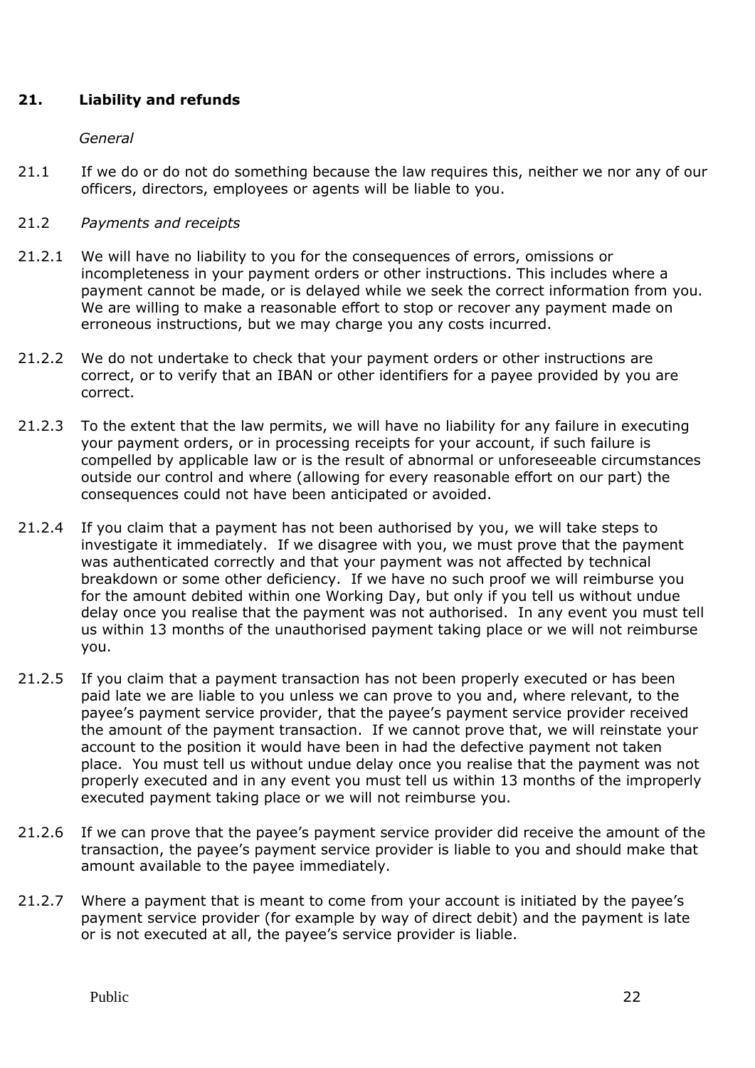## 21. Liability and refunds

*General*

21.1 If we do or do not do something because the law requires this, neither we nor any of our officers, directors, employees or agents will be liable to you.

21.2 *Payments and receipts*

21.2.1 We will have no liability to you for the consequences of errors, omissions or incompleteness in your payment orders or other instructions. This includes where a payment cannot be made, or is delayed while we seek the correct information from you. We are willing to make a reasonable effort to stop or recover any payment made on erroneous instructions, but we may charge you any costs incurred.

21.2.2 We do not undertake to check that your payment orders or other instructions are correct, or to verify that an IBAN or other identifiers for a payee provided by you are correct.

21.2.3 To the extent that the law permits, we will have no liability for any failure in executing your payment orders, or in processing receipts for your account, if such failure is compelled by applicable law or is the result of abnormal or unforeseeable circumstances outside our control and where (allowing for every reasonable effort on our part) the consequences could not have been anticipated or avoided.

21.2.4 If you claim that a payment has not been authorised by you, we will take steps to investigate it immediately. If we disagree with you, we must prove that the payment was authenticated correctly and that your payment was not affected by technical breakdown or some other deficiency. If we have no such proof we will reimburse you for the amount debited within one Working Day, but only if you tell us without undue delay once you realise that the payment was not authorised. In any event you must tell us within 13 months of the unauthorised payment taking place or we will not reimburse you.

21.2.5 If you claim that a payment transaction has not been properly executed or has been paid late we are liable to you unless we can prove to you and, where relevant, to the payee's payment service provider, that the payee's payment service provider received the amount of the payment transaction. If we cannot prove that, we will reinstate your account to the position it would have been in had the defective payment not taken place. You must tell us without undue delay once you realise that the payment was not properly executed and in any event you must tell us within 13 months of the improperly executed payment taking place or we will not reimburse you.

21.2.6 If we can prove that the payee's payment service provider did receive the amount of the transaction, the payee's payment service provider is liable to you and should make that amount available to the payee immediately.

21.2.7 Where a payment that is meant to come from your account is initiated by the payee's payment service provider (for example by way of direct debit) and the payment is late or is not executed at all, the payee's service provider is liable.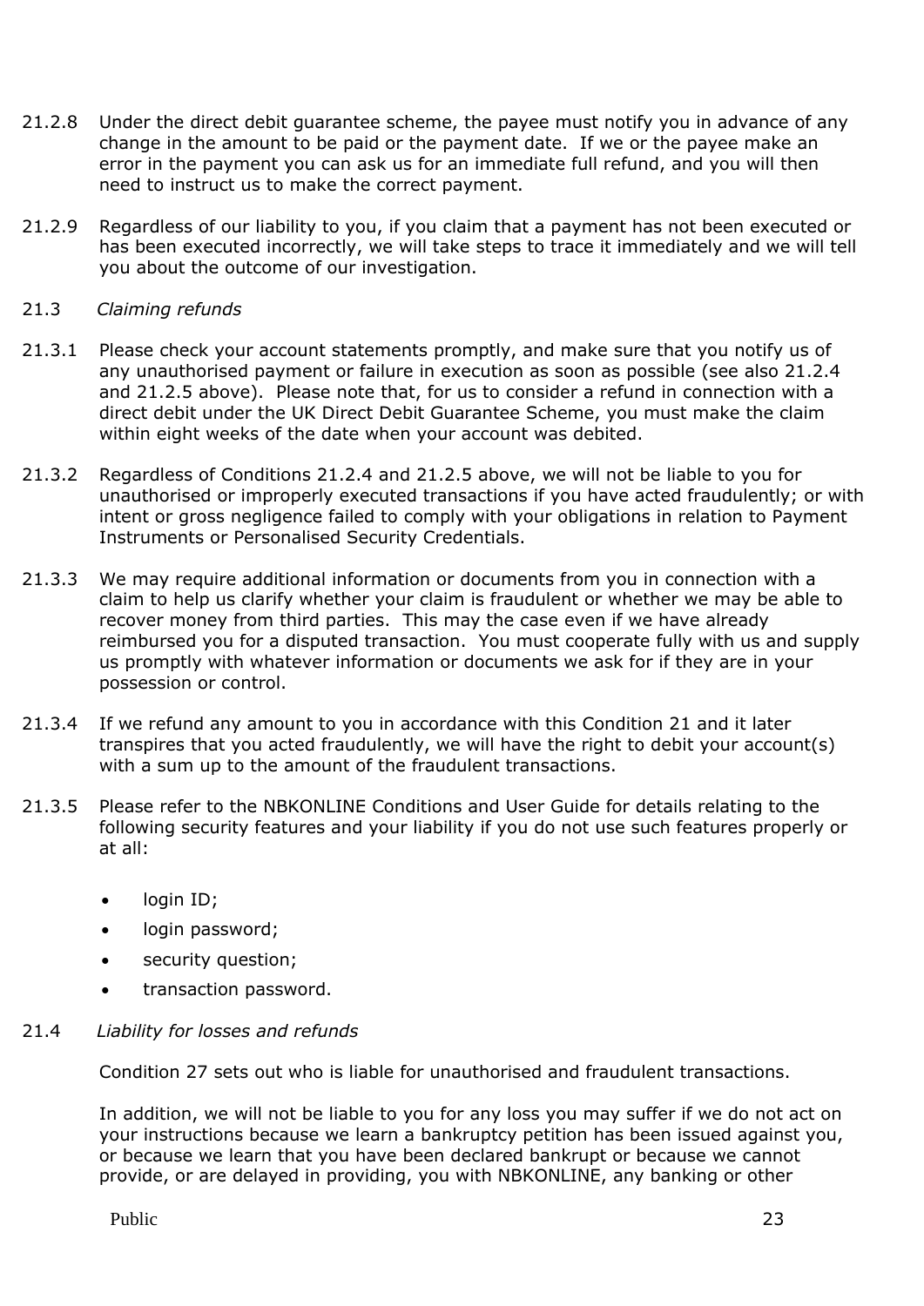21.2.8 Under the direct debit guarantee scheme, the payee must notify you in advance of any change in the amount to be paid or the payment date. If we or the payee make an error in the payment you can ask us for an immediate full refund, and you will then need to instruct us to make the correct payment.

21.2.9 Regardless of our liability to you, if you claim that a payment has not been executed or has been executed incorrectly, we will take steps to trace it immediately and we will tell you about the outcome of our investigation.

21.3 *Claiming refunds*

21.3.1 Please check your account statements promptly, and make sure that you notify us of any unauthorised payment or failure in execution as soon as possible (see also 21.2.4 and 21.2.5 above). Please note that, for us to consider a refund in connection with a direct debit under the UK Direct Debit Guarantee Scheme, you must make the claim within eight weeks of the date when your account was debited.

21.3.2 Regardless of Conditions 21.2.4 and 21.2.5 above, we will not be liable to you for unauthorised or improperly executed transactions if you have acted fraudulently; or with intent or gross negligence failed to comply with your obligations in relation to Payment Instruments or Personalised Security Credentials.

21.3.3 We may require additional information or documents from you in connection with a claim to help us clarify whether your claim is fraudulent or whether we may be able to recover money from third parties. This may the case even if we have already reimbursed you for a disputed transaction. You must cooperate fully with us and supply us promptly with whatever information or documents we ask for if they are in your possession or control.

21.3.4 If we refund any amount to you in accordance with this Condition 21 and it later transpires that you acted fraudulently, we will have the right to debit your account(s) with a sum up to the amount of the fraudulent transactions.

21.3.5 Please refer to the NBKONLINE Conditions and User Guide for details relating to the following security features and your liability if you do not use such features properly or at all:

- login ID;
- login password;
- security question;
- transaction password.

21.4 *Liability for losses and refunds*

Condition 27 sets out who is liable for unauthorised and fraudulent transactions.

In addition, we will not be liable to you for any loss you may suffer if we do not act on your instructions because we learn a bankruptcy petition has been issued against you, or because we learn that you have been declared bankrupt or because we cannot provide, or are delayed in providing, you with NBKONLINE, any banking or other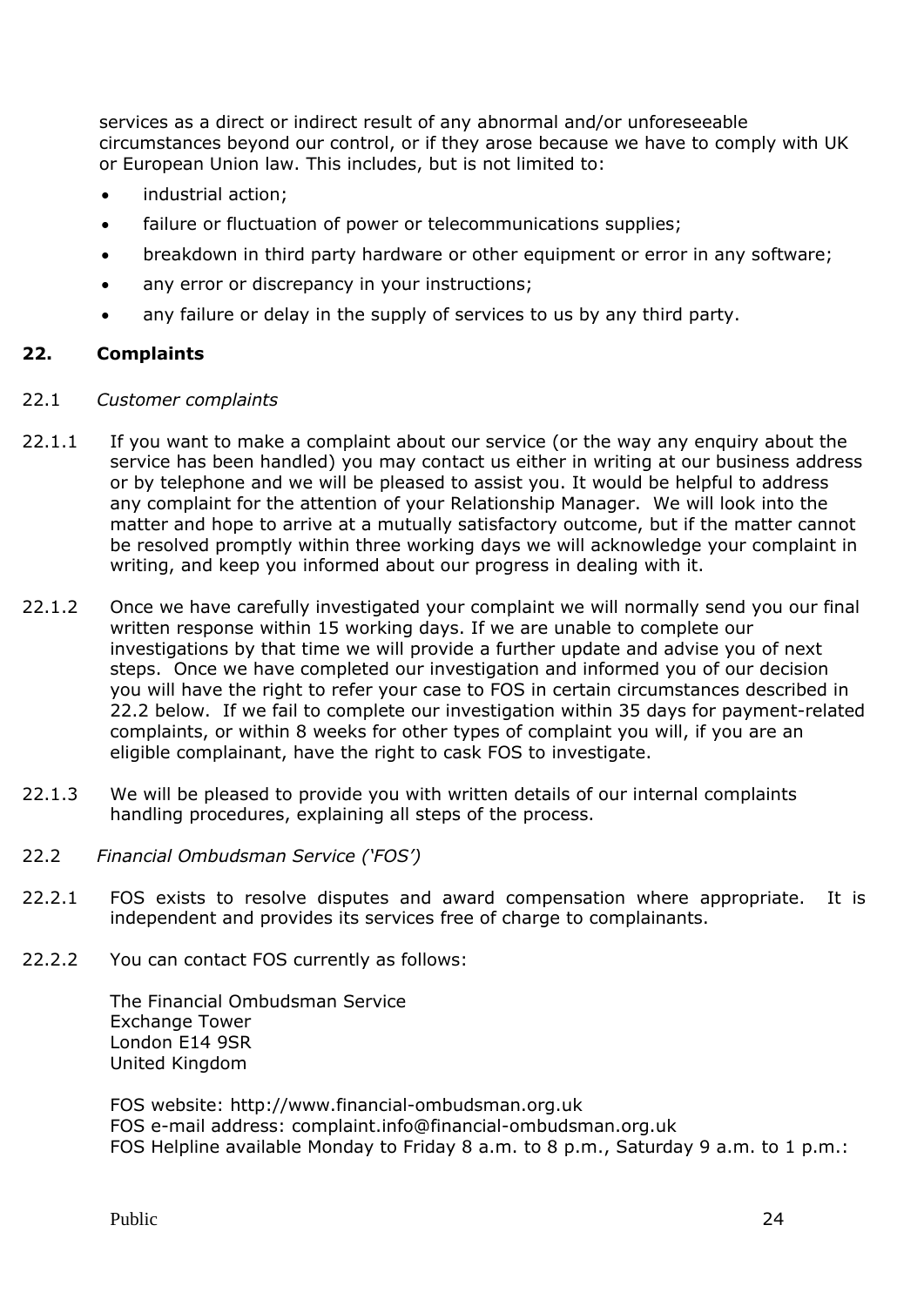services as a direct or indirect result of any abnormal and/or unforeseeable circumstances beyond our control, or if they arose because we have to comply with UK or European Union law. This includes, but is not limited to:

- industrial action;
- failure or fluctuation of power or telecommunications supplies;
- breakdown in third party hardware or other equipment or error in any software;
- any error or discrepancy in your instructions;
- any failure or delay in the supply of services to us by any third party.

## 22. Complaints

22.1 *Customer complaints*

22.1.1 If you want to make a complaint about our service (or the way any enquiry about the service has been handled) you may contact us either in writing at our business address or by telephone and we will be pleased to assist you. It would be helpful to address any complaint for the attention of your Relationship Manager. We will look into the matter and hope to arrive at a mutually satisfactory outcome, but if the matter cannot be resolved promptly within three working days we will acknowledge your complaint in writing, and keep you informed about our progress in dealing with it.

22.1.2 Once we have carefully investigated your complaint we will normally send you our final written response within 15 working days. If we are unable to complete our investigations by that time we will provide a further update and advise you of next steps. Once we have completed our investigation and informed you of our decision you will have the right to refer your case to FOS in certain circumstances described in 22.2 below. If we fail to complete our investigation within 35 days for payment-related complaints, or within 8 weeks for other types of complaint you will, if you are an eligible complainant, have the right to cask FOS to investigate.

22.1.3 We will be pleased to provide you with written details of our internal complaints handling procedures, explaining all steps of the process.

22.2 *Financial Ombudsman Service ('FOS')*

22.2.1 FOS exists to resolve disputes and award compensation where appropriate. It is independent and provides its services free of charge to complainants.

22.2.2 You can contact FOS currently as follows:

The Financial Ombudsman Service
Exchange Tower
London E14 9SR
United Kingdom

FOS website: http://www.financial-ombudsman.org.uk
FOS e-mail address: complaint.info@financial-ombudsman.org.uk
FOS Helpline available Monday to Friday 8 a.m. to 8 p.m., Saturday 9 a.m. to 1 p.m.: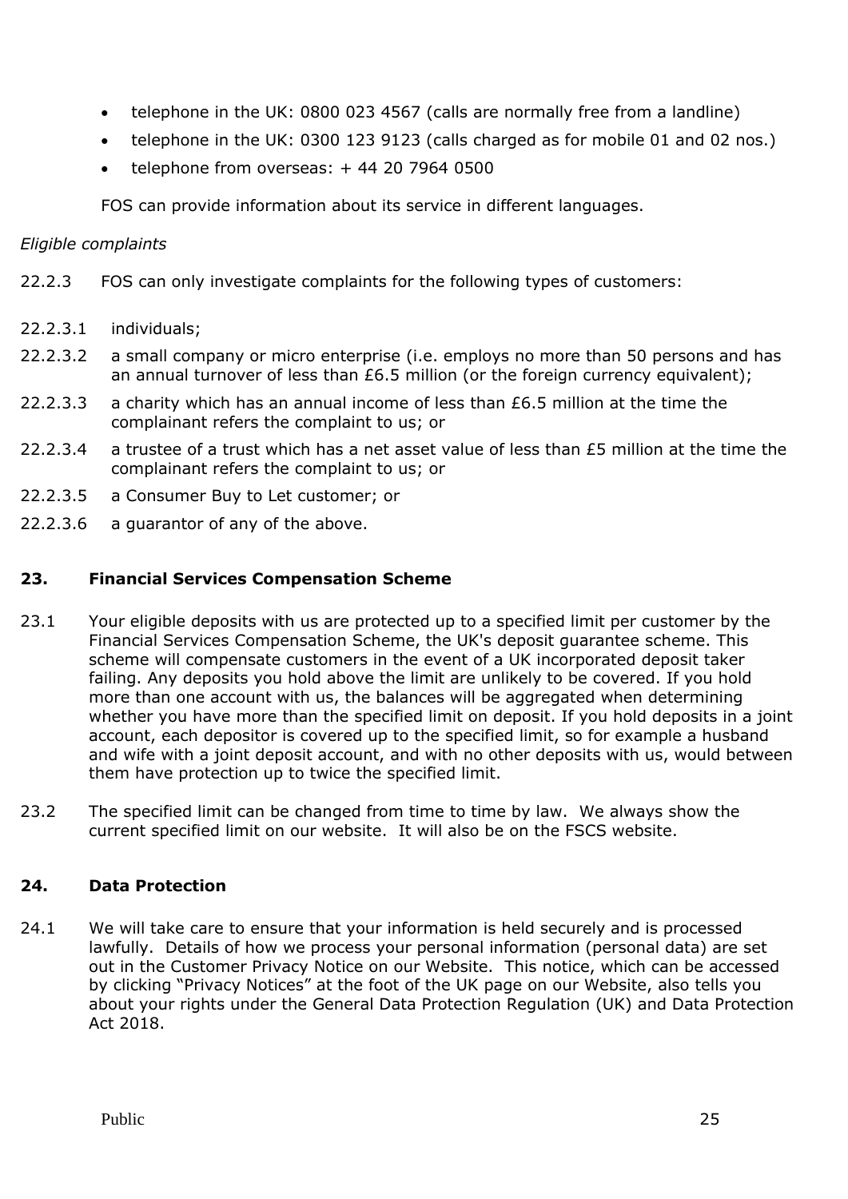- telephone in the UK: 0800 023 4567 (calls are normally free from a landline)
- telephone in the UK: 0300 123 9123 (calls charged as for mobile 01 and 02 nos.)
- telephone from overseas: + 44 20 7964 0500

FOS can provide information about its service in different languages.

*Eligible complaints*

22.2.3 FOS can only investigate complaints for the following types of customers:

22.2.3.1 individuals;

22.2.3.2 a small company or micro enterprise (i.e. employs no more than 50 persons and has an annual turnover of less than £6.5 million (or the foreign currency equivalent);

22.2.3.3 a charity which has an annual income of less than £6.5 million at the time the complainant refers the complaint to us; or

22.2.3.4 a trustee of a trust which has a net asset value of less than £5 million at the time the complainant refers the complaint to us; or

22.2.3.5 a Consumer Buy to Let customer; or

22.2.3.6 a guarantor of any of the above.

## 23. Financial Services Compensation Scheme

23.1 Your eligible deposits with us are protected up to a specified limit per customer by the Financial Services Compensation Scheme, the UK's deposit guarantee scheme. This scheme will compensate customers in the event of a UK incorporated deposit taker failing. Any deposits you hold above the limit are unlikely to be covered. If you hold more than one account with us, the balances will be aggregated when determining whether you have more than the specified limit on deposit. If you hold deposits in a joint account, each depositor is covered up to the specified limit, so for example a husband and wife with a joint deposit account, and with no other deposits with us, would between them have protection up to twice the specified limit.

23.2 The specified limit can be changed from time to time by law. We always show the current specified limit on our website. It will also be on the FSCS website.

## 24. Data Protection

24.1 We will take care to ensure that your information is held securely and is processed lawfully. Details of how we process your personal information (personal data) are set out in the Customer Privacy Notice on our Website. This notice, which can be accessed by clicking "Privacy Notices" at the foot of the UK page on our Website, also tells you about your rights under the General Data Protection Regulation (UK) and Data Protection Act 2018.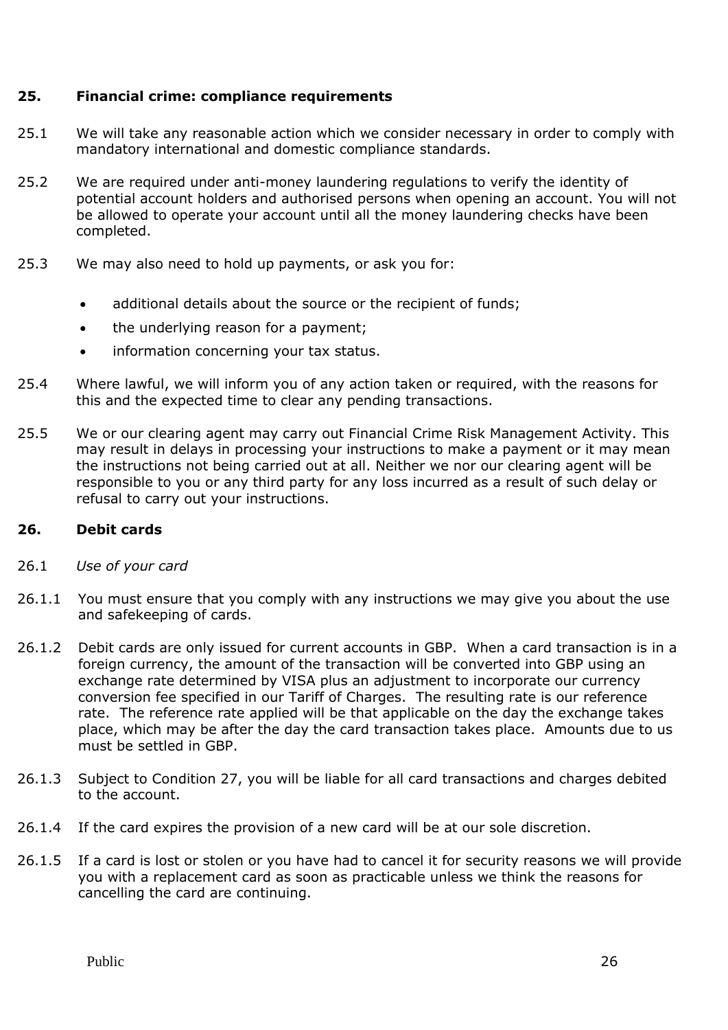## 25. Financial crime: compliance requirements

25.1 We will take any reasonable action which we consider necessary in order to comply with mandatory international and domestic compliance standards.

25.2 We are required under anti-money laundering regulations to verify the identity of potential account holders and authorised persons when opening an account. You will not be allowed to operate your account until all the money laundering checks have been completed.

25.3 We may also need to hold up payments, or ask you for:

- additional details about the source or the recipient of funds;
- the underlying reason for a payment;
- information concerning your tax status.

25.4 Where lawful, we will inform you of any action taken or required, with the reasons for this and the expected time to clear any pending transactions.

25.5 We or our clearing agent may carry out Financial Crime Risk Management Activity. This may result in delays in processing your instructions to make a payment or it may mean the instructions not being carried out at all. Neither we nor our clearing agent will be responsible to you or any third party for any loss incurred as a result of such delay or refusal to carry out your instructions.

## 26. Debit cards

26.1 *Use of your card*

26.1.1 You must ensure that you comply with any instructions we may give you about the use and safekeeping of cards.

26.1.2 Debit cards are only issued for current accounts in GBP. When a card transaction is in a foreign currency, the amount of the transaction will be converted into GBP using an exchange rate determined by VISA plus an adjustment to incorporate our currency conversion fee specified in our Tariff of Charges. The resulting rate is our reference rate. The reference rate applied will be that applicable on the day the exchange takes place, which may be after the day the card transaction takes place. Amounts due to us must be settled in GBP.

26.1.3 Subject to Condition 27, you will be liable for all card transactions and charges debited to the account.

26.1.4 If the card expires the provision of a new card will be at our sole discretion.

26.1.5 If a card is lost or stolen or you have had to cancel it for security reasons we will provide you with a replacement card as soon as practicable unless we think the reasons for cancelling the card are continuing.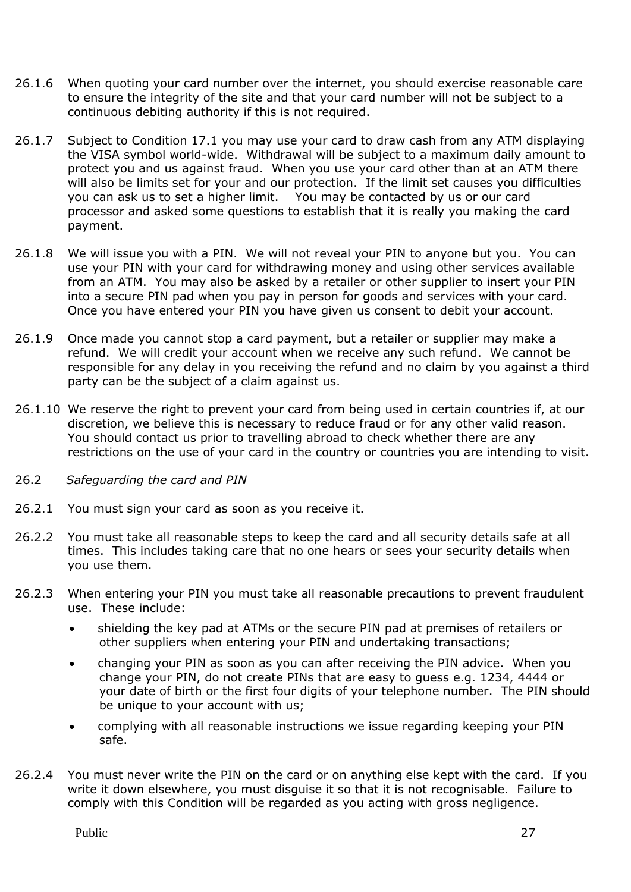26.1.6 When quoting your card number over the internet, you should exercise reasonable care to ensure the integrity of the site and that your card number will not be subject to a continuous debiting authority if this is not required.

26.1.7 Subject to Condition 17.1 you may use your card to draw cash from any ATM displaying the VISA symbol world-wide. Withdrawal will be subject to a maximum daily amount to protect you and us against fraud. When you use your card other than at an ATM there will also be limits set for your and our protection. If the limit set causes you difficulties you can ask us to set a higher limit. You may be contacted by us or our card processor and asked some questions to establish that it is really you making the card payment.

26.1.8 We will issue you with a PIN. We will not reveal your PIN to anyone but you. You can use your PIN with your card for withdrawing money and using other services available from an ATM. You may also be asked by a retailer or other supplier to insert your PIN into a secure PIN pad when you pay in person for goods and services with your card. Once you have entered your PIN you have given us consent to debit your account.

26.1.9 Once made you cannot stop a card payment, but a retailer or supplier may make a refund. We will credit your account when we receive any such refund. We cannot be responsible for any delay in you receiving the refund and no claim by you against a third party can be the subject of a claim against us.

26.1.10 We reserve the right to prevent your card from being used in certain countries if, at our discretion, we believe this is necessary to reduce fraud or for any other valid reason. You should contact us prior to travelling abroad to check whether there are any restrictions on the use of your card in the country or countries you are intending to visit.

26.2 *Safeguarding the card and PIN*

26.2.1 You must sign your card as soon as you receive it.

26.2.2 You must take all reasonable steps to keep the card and all security details safe at all times. This includes taking care that no one hears or sees your security details when you use them.

26.2.3 When entering your PIN you must take all reasonable precautions to prevent fraudulent use. These include:

- shielding the key pad at ATMs or the secure PIN pad at premises of retailers or other suppliers when entering your PIN and undertaking transactions;
- changing your PIN as soon as you can after receiving the PIN advice. When you change your PIN, do not create PINs that are easy to guess e.g. 1234, 4444 or your date of birth or the first four digits of your telephone number. The PIN should be unique to your account with us;
- complying with all reasonable instructions we issue regarding keeping your PIN safe.

26.2.4 You must never write the PIN on the card or on anything else kept with the card. If you write it down elsewhere, you must disguise it so that it is not recognisable. Failure to comply with this Condition will be regarded as you acting with gross negligence.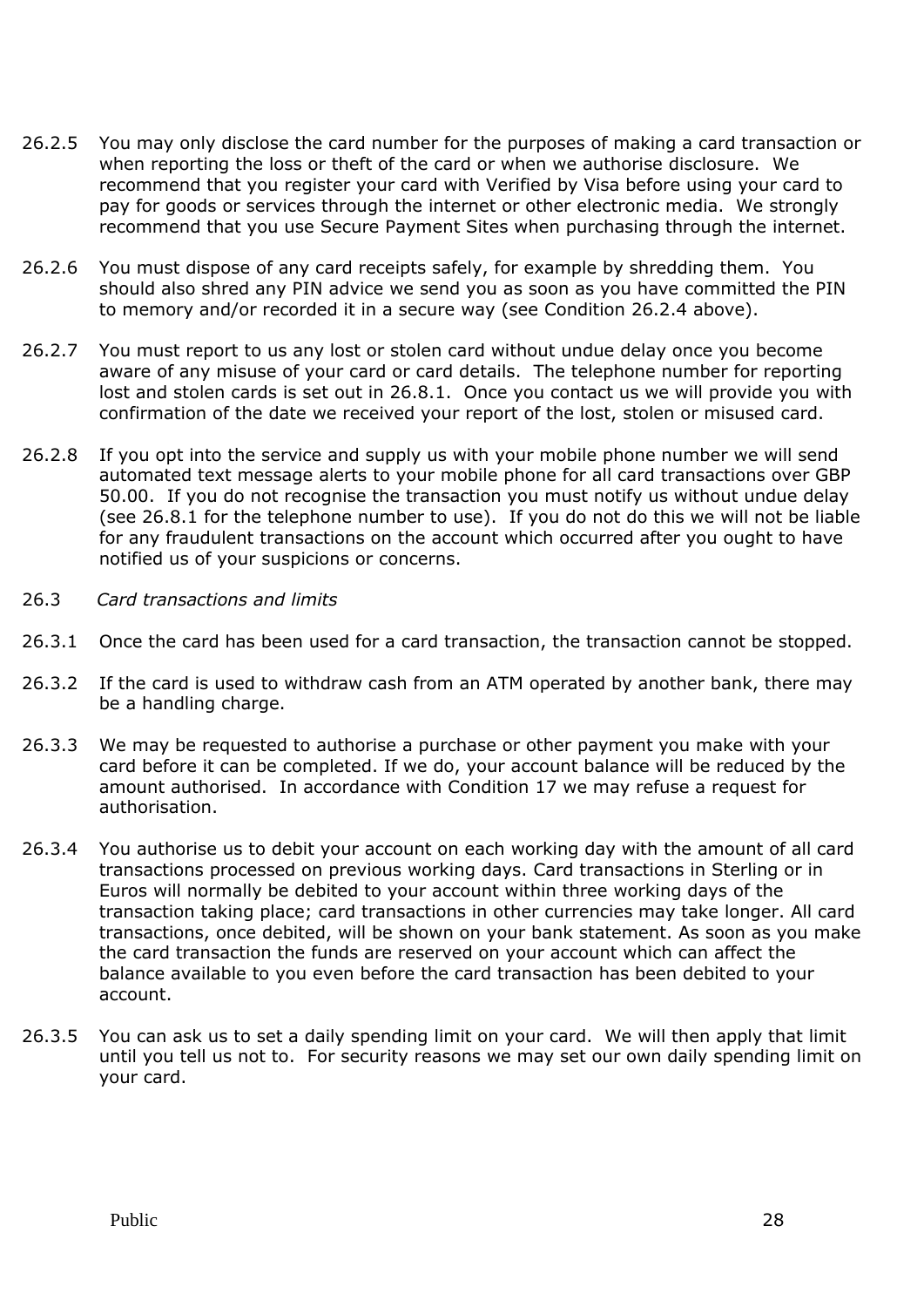26.2.5 You may only disclose the card number for the purposes of making a card transaction or when reporting the loss or theft of the card or when we authorise disclosure. We recommend that you register your card with Verified by Visa before using your card to pay for goods or services through the internet or other electronic media. We strongly recommend that you use Secure Payment Sites when purchasing through the internet.

26.2.6 You must dispose of any card receipts safely, for example by shredding them. You should also shred any PIN advice we send you as soon as you have committed the PIN to memory and/or recorded it in a secure way (see Condition 26.2.4 above).

26.2.7 You must report to us any lost or stolen card without undue delay once you become aware of any misuse of your card or card details. The telephone number for reporting lost and stolen cards is set out in 26.8.1. Once you contact us we will provide you with confirmation of the date we received your report of the lost, stolen or misused card.

26.2.8 If you opt into the service and supply us with your mobile phone number we will send automated text message alerts to your mobile phone for all card transactions over GBP 50.00. If you do not recognise the transaction you must notify us without undue delay (see 26.8.1 for the telephone number to use). If you do not do this we will not be liable for any fraudulent transactions on the account which occurred after you ought to have notified us of your suspicions or concerns.

26.3 *Card transactions and limits*

26.3.1 Once the card has been used for a card transaction, the transaction cannot be stopped.

26.3.2 If the card is used to withdraw cash from an ATM operated by another bank, there may be a handling charge.

26.3.3 We may be requested to authorise a purchase or other payment you make with your card before it can be completed. If we do, your account balance will be reduced by the amount authorised. In accordance with Condition 17 we may refuse a request for authorisation.

26.3.4 You authorise us to debit your account on each working day with the amount of all card transactions processed on previous working days. Card transactions in Sterling or in Euros will normally be debited to your account within three working days of the transaction taking place; card transactions in other currencies may take longer. All card transactions, once debited, will be shown on your bank statement. As soon as you make the card transaction the funds are reserved on your account which can affect the balance available to you even before the card transaction has been debited to your account.

26.3.5 You can ask us to set a daily spending limit on your card. We will then apply that limit until you tell us not to. For security reasons we may set our own daily spending limit on your card.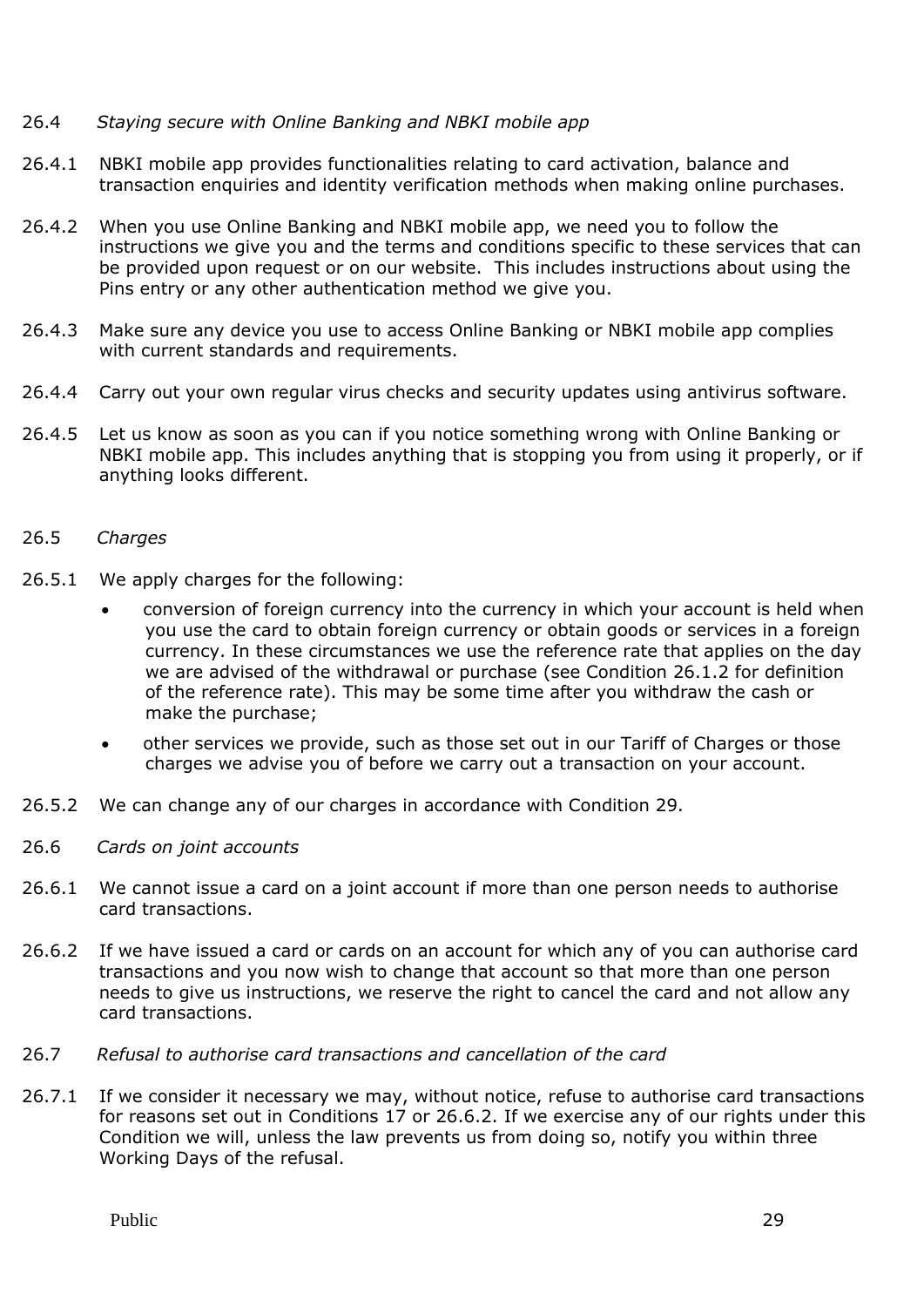26.4 *Staying secure with Online Banking and NBKI mobile app*

26.4.1 NBKI mobile app provides functionalities relating to card activation, balance and transaction enquiries and identity verification methods when making online purchases.

26.4.2 When you use Online Banking and NBKI mobile app, we need you to follow the instructions we give you and the terms and conditions specific to these services that can be provided upon request or on our website. This includes instructions about using the Pins entry or any other authentication method we give you.

26.4.3 Make sure any device you use to access Online Banking or NBKI mobile app complies with current standards and requirements.

26.4.4 Carry out your own regular virus checks and security updates using antivirus software.

26.4.5 Let us know as soon as you can if you notice something wrong with Online Banking or NBKI mobile app. This includes anything that is stopping you from using it properly, or if anything looks different.

26.5 *Charges*

26.5.1 We apply charges for the following:

- conversion of foreign currency into the currency in which your account is held when you use the card to obtain foreign currency or obtain goods or services in a foreign currency. In these circumstances we use the reference rate that applies on the day we are advised of the withdrawal or purchase (see Condition 26.1.2 for definition of the reference rate). This may be some time after you withdraw the cash or make the purchase;
- other services we provide, such as those set out in our Tariff of Charges or those charges we advise you of before we carry out a transaction on your account.

26.5.2 We can change any of our charges in accordance with Condition 29.

26.6 *Cards on joint accounts*

26.6.1 We cannot issue a card on a joint account if more than one person needs to authorise card transactions.

26.6.2 If we have issued a card or cards on an account for which any of you can authorise card transactions and you now wish to change that account so that more than one person needs to give us instructions, we reserve the right to cancel the card and not allow any card transactions.

26.7 *Refusal to authorise card transactions and cancellation of the card*

26.7.1 If we consider it necessary we may, without notice, refuse to authorise card transactions for reasons set out in Conditions 17 or 26.6.2. If we exercise any of our rights under this Condition we will, unless the law prevents us from doing so, notify you within three Working Days of the refusal.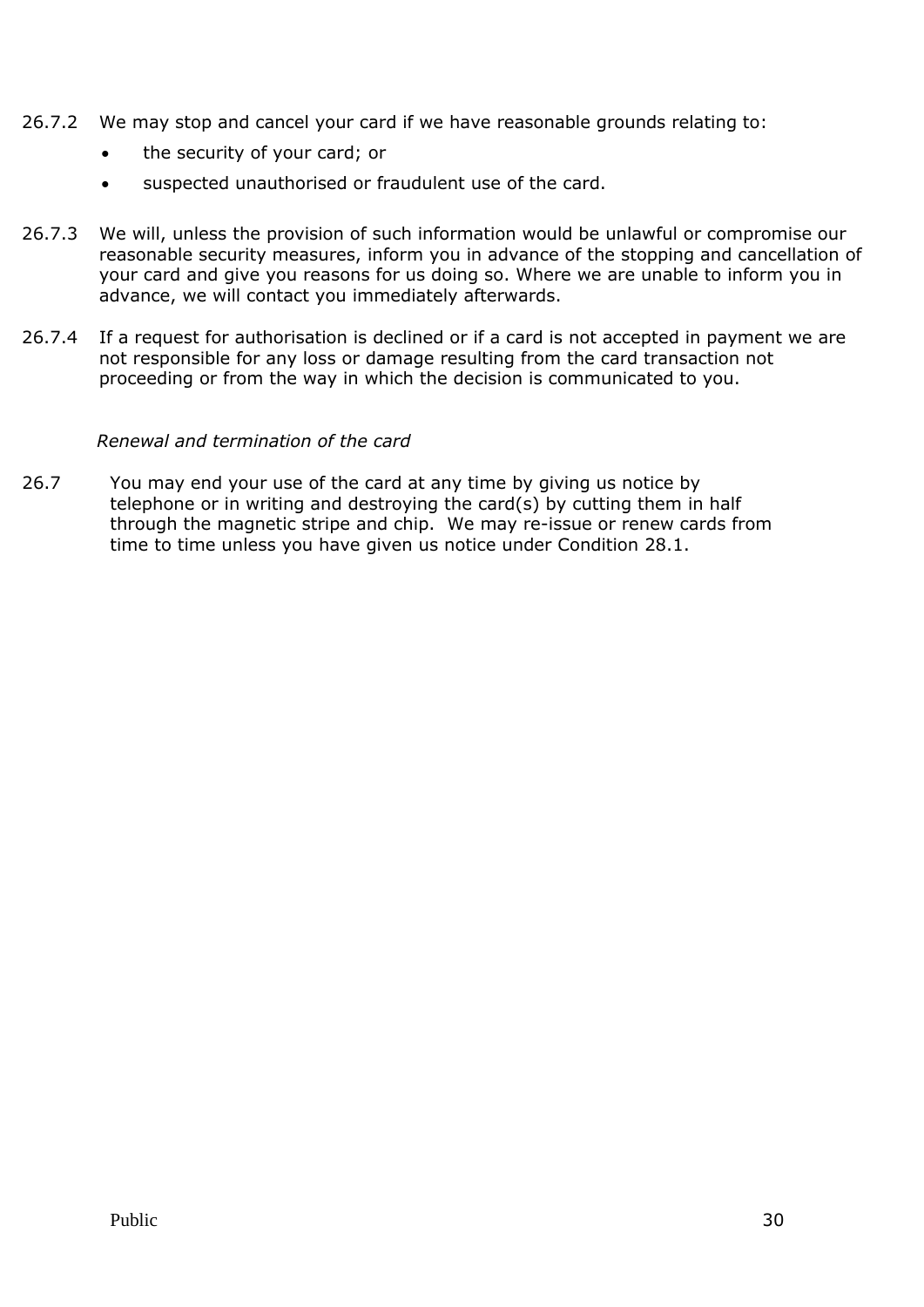26.7.2 We may stop and cancel your card if we have reasonable grounds relating to:

- the security of your card; or
- suspected unauthorised or fraudulent use of the card.

26.7.3 We will, unless the provision of such information would be unlawful or compromise our reasonable security measures, inform you in advance of the stopping and cancellation of your card and give you reasons for us doing so. Where we are unable to inform you in advance, we will contact you immediately afterwards.

26.7.4 If a request for authorisation is declined or if a card is not accepted in payment we are not responsible for any loss or damage resulting from the card transaction not proceeding or from the way in which the decision is communicated to you.

*Renewal and termination of the card*

26.7 You may end your use of the card at any time by giving us notice by telephone or in writing and destroying the card(s) by cutting them in half through the magnetic stripe and chip. We may re-issue or renew cards from time to time unless you have given us notice under Condition 28.1.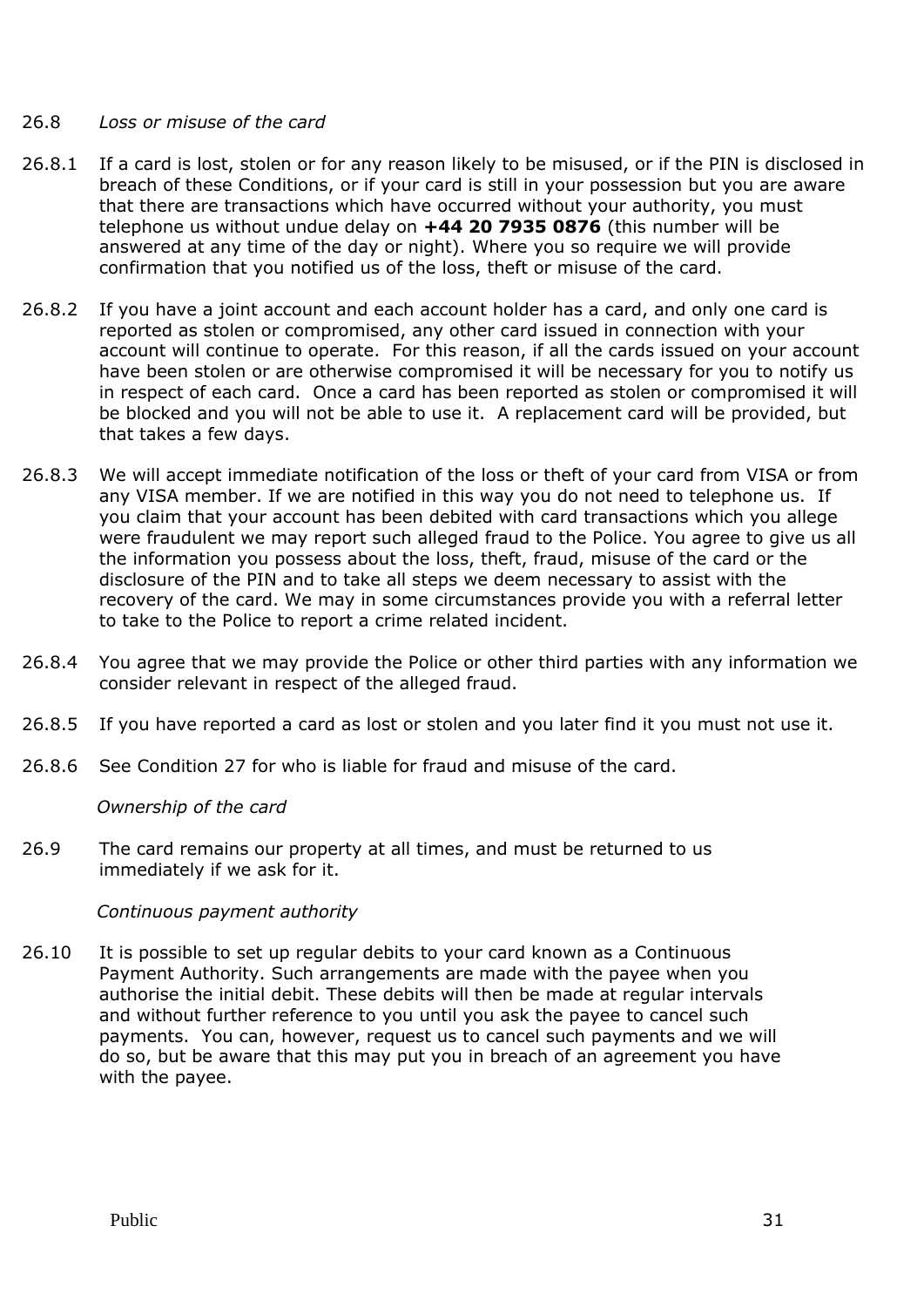26.8 *Loss or misuse of the card*

26.8.1 If a card is lost, stolen or for any reason likely to be misused, or if the PIN is disclosed in breach of these Conditions, or if your card is still in your possession but you are aware that there are transactions which have occurred without your authority, you must telephone us without undue delay on **+44 20 7935 0876** (this number will be answered at any time of the day or night). Where you so require we will provide confirmation that you notified us of the loss, theft or misuse of the card.

26.8.2 If you have a joint account and each account holder has a card, and only one card is reported as stolen or compromised, any other card issued in connection with your account will continue to operate. For this reason, if all the cards issued on your account have been stolen or are otherwise compromised it will be necessary for you to notify us in respect of each card. Once a card has been reported as stolen or compromised it will be blocked and you will not be able to use it. A replacement card will be provided, but that takes a few days.

26.8.3 We will accept immediate notification of the loss or theft of your card from VISA or from any VISA member. If we are notified in this way you do not need to telephone us. If you claim that your account has been debited with card transactions which you allege were fraudulent we may report such alleged fraud to the Police. You agree to give us all the information you possess about the loss, theft, fraud, misuse of the card or the disclosure of the PIN and to take all steps we deem necessary to assist with the recovery of the card. We may in some circumstances provide you with a referral letter to take to the Police to report a crime related incident.

26.8.4 You agree that we may provide the Police or other third parties with any information we consider relevant in respect of the alleged fraud.

26.8.5 If you have reported a card as lost or stolen and you later find it you must not use it.

26.8.6 See Condition 27 for who is liable for fraud and misuse of the card.

*Ownership of the card*

26.9 The card remains our property at all times, and must be returned to us immediately if we ask for it.

*Continuous payment authority*

26.10 It is possible to set up regular debits to your card known as a Continuous Payment Authority. Such arrangements are made with the payee when you authorise the initial debit. These debits will then be made at regular intervals and without further reference to you until you ask the payee to cancel such payments. You can, however, request us to cancel such payments and we will do so, but be aware that this may put you in breach of an agreement you have with the payee.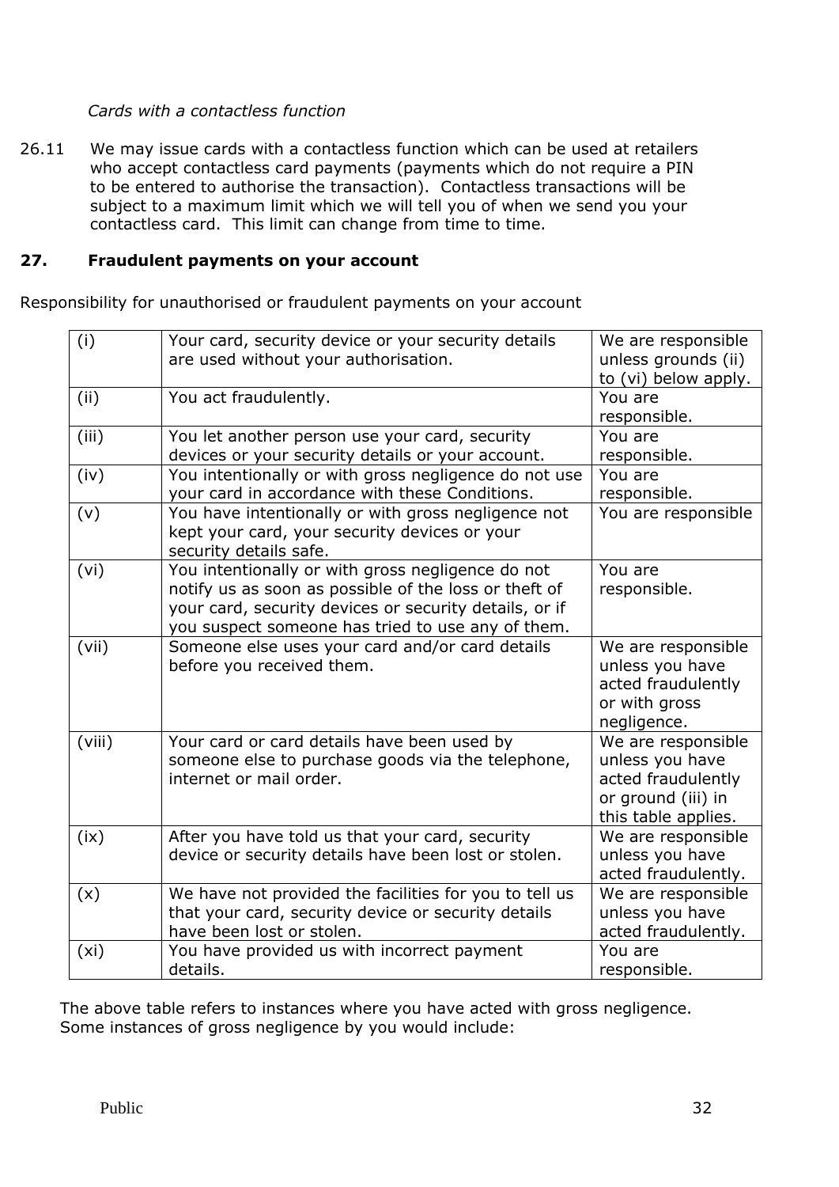*Cards with a contactless function*

26.11 We may issue cards with a contactless function which can be used at retailers who accept contactless card payments (payments which do not require a PIN to be entered to authorise the transaction). Contactless transactions will be subject to a maximum limit which we will tell you of when we send you your contactless card. This limit can change from time to time.

## 27. Fraudulent payments on your account

Responsibility for unauthorised or fraudulent payments on your account

| | | |
|---|---|---|
| (i) | Your card, security device or your security details are used without your authorisation. | We are responsible unless grounds (ii) to (vi) below apply. |
| (ii) | You act fraudulently. | You are responsible. |
| (iii) | You let another person use your card, security devices or your security details or your account. | You are responsible. |
| (iv) | You intentionally or with gross negligence do not use your card in accordance with these Conditions. | You are responsible. |
| (v) | You have intentionally or with gross negligence not kept your card, your security devices or your security details safe. | You are responsible |
| (vi) | You intentionally or with gross negligence do not notify us as soon as possible of the loss or theft of your card, security devices or security details, or if you suspect someone has tried to use any of them. | You are responsible. |
| (vii) | Someone else uses your card and/or card details before you received them. | We are responsible unless you have acted fraudulently or with gross negligence. |
| (viii) | Your card or card details have been used by someone else to purchase goods via the telephone, internet or mail order. | We are responsible unless you have acted fraudulently or ground (iii) in this table applies. |
| (ix) | After you have told us that your card, security device or security details have been lost or stolen. | We are responsible unless you have acted fraudulently. |
| (x) | We have not provided the facilities for you to tell us that your card, security device or security details have been lost or stolen. | We are responsible unless you have acted fraudulently. |
| (xi) | You have provided us with incorrect payment details. | You are responsible. |

The above table refers to instances where you have acted with gross negligence. Some instances of gross negligence by you would include:

Public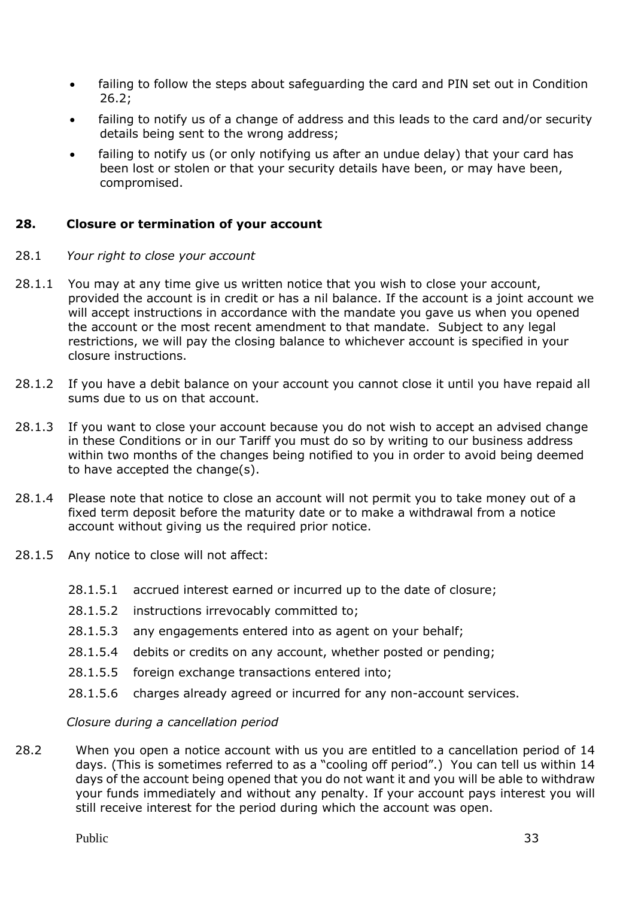- failing to follow the steps about safeguarding the card and PIN set out in Condition 26.2;
- failing to notify us of a change of address and this leads to the card and/or security details being sent to the wrong address;
- failing to notify us (or only notifying us after an undue delay) that your card has been lost or stolen or that your security details have been, or may have been, compromised.

## 28. Closure or termination of your account

28.1 *Your right to close your account*

28.1.1 You may at any time give us written notice that you wish to close your account, provided the account is in credit or has a nil balance. If the account is a joint account we will accept instructions in accordance with the mandate you gave us when you opened the account or the most recent amendment to that mandate. Subject to any legal restrictions, we will pay the closing balance to whichever account is specified in your closure instructions.

28.1.2 If you have a debit balance on your account you cannot close it until you have repaid all sums due to us on that account.

28.1.3 If you want to close your account because you do not wish to accept an advised change in these Conditions or in our Tariff you must do so by writing to our business address within two months of the changes being notified to you in order to avoid being deemed to have accepted the change(s).

28.1.4 Please note that notice to close an account will not permit you to take money out of a fixed term deposit before the maturity date or to make a withdrawal from a notice account without giving us the required prior notice.

28.1.5 Any notice to close will not affect:

28.1.5.1 accrued interest earned or incurred up to the date of closure;

28.1.5.2 instructions irrevocably committed to;

28.1.5.3 any engagements entered into as agent on your behalf;

28.1.5.4 debits or credits on any account, whether posted or pending;

28.1.5.5 foreign exchange transactions entered into;

28.1.5.6 charges already agreed or incurred for any non-account services.

*Closure during a cancellation period*

28.2 When you open a notice account with us you are entitled to a cancellation period of 14 days. (This is sometimes referred to as a "cooling off period".) You can tell us within 14 days of the account being opened that you do not want it and you will be able to withdraw your funds immediately and without any penalty. If your account pays interest you will still receive interest for the period during which the account was open.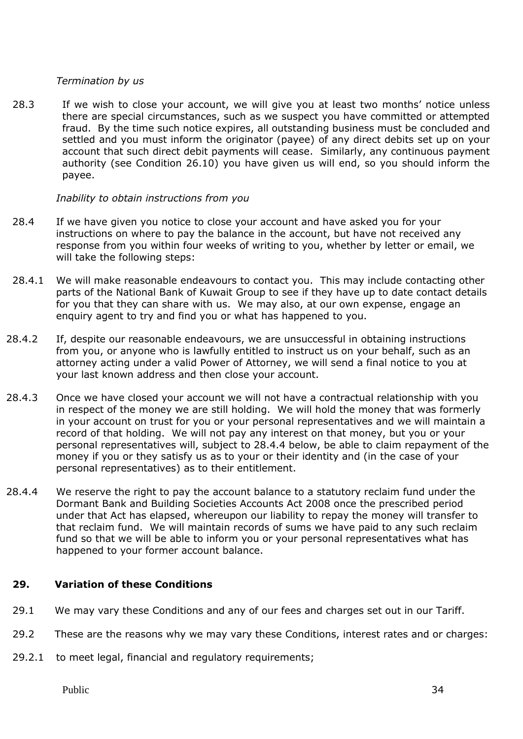*Termination by us*

28.3 If we wish to close your account, we will give you at least two months' notice unless there are special circumstances, such as we suspect you have committed or attempted fraud. By the time such notice expires, all outstanding business must be concluded and settled and you must inform the originator (payee) of any direct debits set up on your account that such direct debit payments will cease. Similarly, any continuous payment authority (see Condition 26.10) you have given us will end, so you should inform the payee.

*Inability to obtain instructions from you*

28.4 If we have given you notice to close your account and have asked you for your instructions on where to pay the balance in the account, but have not received any response from you within four weeks of writing to you, whether by letter or email, we will take the following steps:

28.4.1 We will make reasonable endeavours to contact you. This may include contacting other parts of the National Bank of Kuwait Group to see if they have up to date contact details for you that they can share with us. We may also, at our own expense, engage an enquiry agent to try and find you or what has happened to you.

28.4.2 If, despite our reasonable endeavours, we are unsuccessful in obtaining instructions from you, or anyone who is lawfully entitled to instruct us on your behalf, such as an attorney acting under a valid Power of Attorney, we will send a final notice to you at your last known address and then close your account.

28.4.3 Once we have closed your account we will not have a contractual relationship with you in respect of the money we are still holding. We will hold the money that was formerly in your account on trust for you or your personal representatives and we will maintain a record of that holding. We will not pay any interest on that money, but you or your personal representatives will, subject to 28.4.4 below, be able to claim repayment of the money if you or they satisfy us as to your or their identity and (in the case of your personal representatives) as to their entitlement.

28.4.4 We reserve the right to pay the account balance to a statutory reclaim fund under the Dormant Bank and Building Societies Accounts Act 2008 once the prescribed period under that Act has elapsed, whereupon our liability to repay the money will transfer to that reclaim fund. We will maintain records of sums we have paid to any such reclaim fund so that we will be able to inform you or your personal representatives what has happened to your former account balance.

## 29. Variation of these Conditions

29.1 We may vary these Conditions and any of our fees and charges set out in our Tariff.

29.2 These are the reasons why we may vary these Conditions, interest rates and or charges:

29.2.1 to meet legal, financial and regulatory requirements;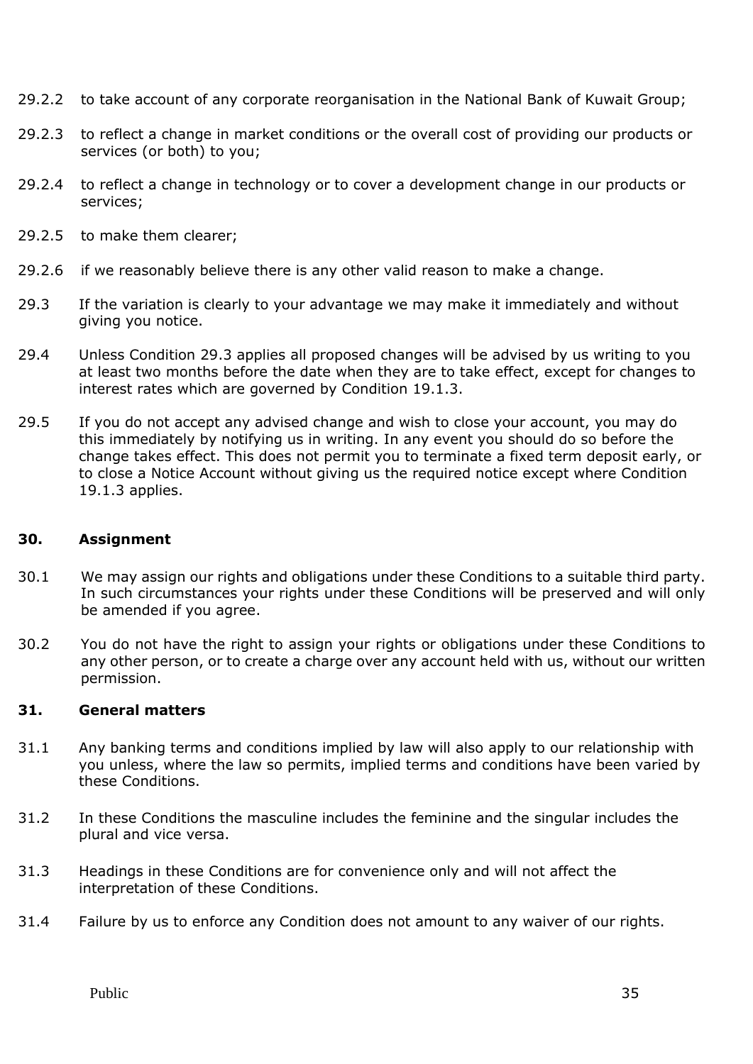29.2.2 to take account of any corporate reorganisation in the National Bank of Kuwait Group;

29.2.3 to reflect a change in market conditions or the overall cost of providing our products or services (or both) to you;

29.2.4 to reflect a change in technology or to cover a development change in our products or services;

29.2.5 to make them clearer;

29.2.6 if we reasonably believe there is any other valid reason to make a change.

29.3 If the variation is clearly to your advantage we may make it immediately and without giving you notice.

29.4 Unless Condition 29.3 applies all proposed changes will be advised by us writing to you at least two months before the date when they are to take effect, except for changes to interest rates which are governed by Condition 19.1.3.

29.5 If you do not accept any advised change and wish to close your account, you may do this immediately by notifying us in writing. In any event you should do so before the change takes effect. This does not permit you to terminate a fixed term deposit early, or to close a Notice Account without giving us the required notice except where Condition 19.1.3 applies.

## 30. Assignment

30.1 We may assign our rights and obligations under these Conditions to a suitable third party. In such circumstances your rights under these Conditions will be preserved and will only be amended if you agree.

30.2 You do not have the right to assign your rights or obligations under these Conditions to any other person, or to create a charge over any account held with us, without our written permission.

## 31. General matters

31.1 Any banking terms and conditions implied by law will also apply to our relationship with you unless, where the law so permits, implied terms and conditions have been varied by these Conditions.

31.2 In these Conditions the masculine includes the feminine and the singular includes the plural and vice versa.

31.3 Headings in these Conditions are for convenience only and will not affect the interpretation of these Conditions.

31.4 Failure by us to enforce any Condition does not amount to any waiver of our rights.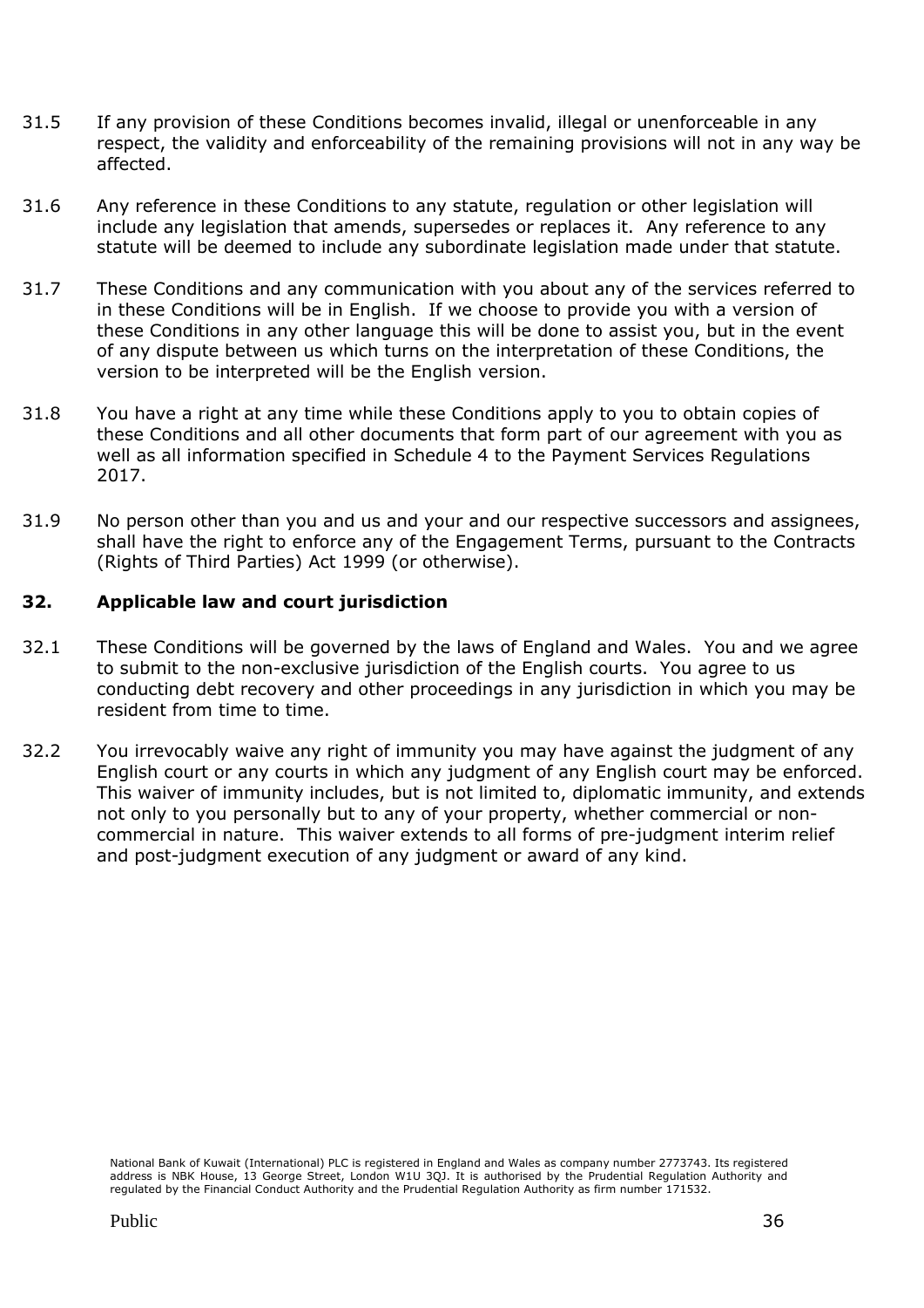31.5 If any provision of these Conditions becomes invalid, illegal or unenforceable in any respect, the validity and enforceability of the remaining provisions will not in any way be affected.

31.6 Any reference in these Conditions to any statute, regulation or other legislation will include any legislation that amends, supersedes or replaces it. Any reference to any statute will be deemed to include any subordinate legislation made under that statute.

31.7 These Conditions and any communication with you about any of the services referred to in these Conditions will be in English. If we choose to provide you with a version of these Conditions in any other language this will be done to assist you, but in the event of any dispute between us which turns on the interpretation of these Conditions, the version to be interpreted will be the English version.

31.8 You have a right at any time while these Conditions apply to you to obtain copies of these Conditions and all other documents that form part of our agreement with you as well as all information specified in Schedule 4 to the Payment Services Regulations 2017.

31.9 No person other than you and us and your and our respective successors and assignees, shall have the right to enforce any of the Engagement Terms, pursuant to the Contracts (Rights of Third Parties) Act 1999 (or otherwise).

## 32. Applicable law and court jurisdiction

32.1 These Conditions will be governed by the laws of England and Wales. You and we agree to submit to the non-exclusive jurisdiction of the English courts. You agree to us conducting debt recovery and other proceedings in any jurisdiction in which you may be resident from time to time.

32.2 You irrevocably waive any right of immunity you may have against the judgment of any English court or any courts in which any judgment of any English court may be enforced. This waiver of immunity includes, but is not limited to, diplomatic immunity, and extends not only to you personally but to any of your property, whether commercial or non-commercial in nature. This waiver extends to all forms of pre-judgment interim relief and post-judgment execution of any judgment or award of any kind.

National Bank of Kuwait (International) PLC is registered in England and Wales as company number 2773743. Its registered address is NBK House, 13 George Street, London W1U 3QJ. It is authorised by the Prudential Regulation Authority and regulated by the Financial Conduct Authority and the Prudential Regulation Authority as firm number 171532.

Public